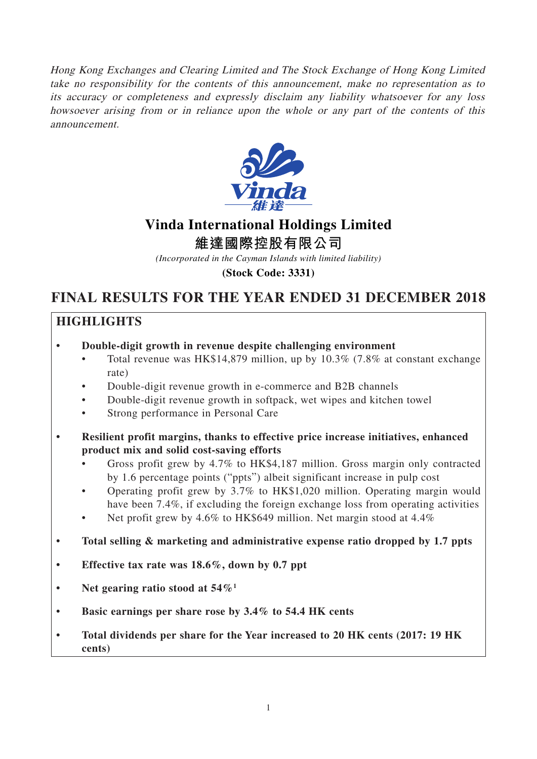*Hong Kong Exchanges and Clearing Limited and The Stock Exchange of Hong Kong Limited take no responsibility for the contents of this announcement, make no representation as to its accuracy or completeness and expressly disclaim any liability whatsoever for any loss howsoever arising from or in reliance upon the whole or any part of the contents of this announcement.*

# Vinda International Holdings Limited

# 維達國際控股有限公司

*(Incorporated in the Cayman Islands with limited liability)*

**(Stock Code: 3331)**

# FINAL RESULTS FOR THE YEAR ENDED 31 DECEMBER 2018

## HIGHLIGHTS

- **Double-digit growth in revenue despite challenging environment**
  - Total revenue was HK$14,879 million, up by 10.3% (7.8% at constant exchange rate)
  - Double-digit revenue growth in e-commerce and B2B channels
  - Double-digit revenue growth in softpack, wet wipes and kitchen towel
  - Strong performance in Personal Care
- **Resilient profit margins, thanks to effective price increase initiatives, enhanced product mix and solid cost-saving efforts**
  - Gross profit grew by 4.7% to HK$4,187 million. Gross margin only contracted by 1.6 percentage points ("ppts") albeit significant increase in pulp cost
  - Operating profit grew by 3.7% to HK$1,020 million. Operating margin would have been 7.4%, if excluding the foreign exchange loss from operating activities
  - Net profit grew by 4.6% to HK$649 million. Net margin stood at 4.4%
- **Total selling & marketing and administrative expense ratio dropped by 1.7 ppts**
- **Effective tax rate was 18.6%, down by 0.7 ppt**
- **Net gearing ratio stood at 54%[1]**
- **Basic earnings per share rose by 3.4% to 54.4 HK cents**
- **Total dividends per share for the Year increased to 20 HK cents (2017: 19 HK cents)**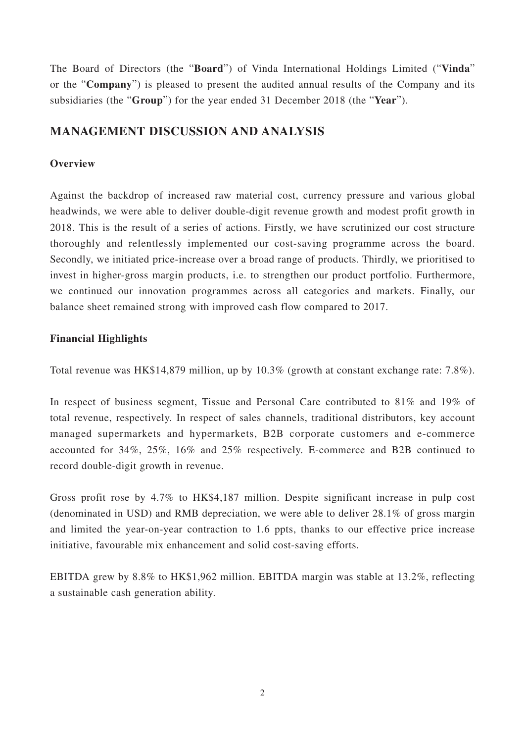The Board of Directors (the "**Board**") of Vinda International Holdings Limited ("**Vinda**" or the "**Company**") is pleased to present the audited annual results of the Company and its subsidiaries (the "**Group**") for the year ended 31 December 2018 (the "**Year**").

## MANAGEMENT DISCUSSION AND ANALYSIS

### Overview

Against the backdrop of increased raw material cost, currency pressure and various global headwinds, we were able to deliver double-digit revenue growth and modest profit growth in 2018. This is the result of a series of actions. Firstly, we have scrutinized our cost structure thoroughly and relentlessly implemented our cost-saving programme across the board. Secondly, we initiated price-increase over a broad range of products. Thirdly, we prioritised to invest in higher-gross margin products, i.e. to strengthen our product portfolio. Furthermore, we continued our innovation programmes across all categories and markets. Finally, our balance sheet remained strong with improved cash flow compared to 2017.

### Financial Highlights

Total revenue was HK$14,879 million, up by 10.3% (growth at constant exchange rate: 7.8%).

In respect of business segment, Tissue and Personal Care contributed to 81% and 19% of total revenue, respectively. In respect of sales channels, traditional distributors, key account managed supermarkets and hypermarkets, B2B corporate customers and e-commerce accounted for 34%, 25%, 16% and 25% respectively. E-commerce and B2B continued to record double-digit growth in revenue.

Gross profit rose by 4.7% to HK$4,187 million. Despite significant increase in pulp cost (denominated in USD) and RMB depreciation, we were able to deliver 28.1% of gross margin and limited the year-on-year contraction to 1.6 ppts, thanks to our effective price increase initiative, favourable mix enhancement and solid cost-saving efforts.

EBITDA grew by 8.8% to HK$1,962 million. EBITDA margin was stable at 13.2%, reflecting a sustainable cash generation ability.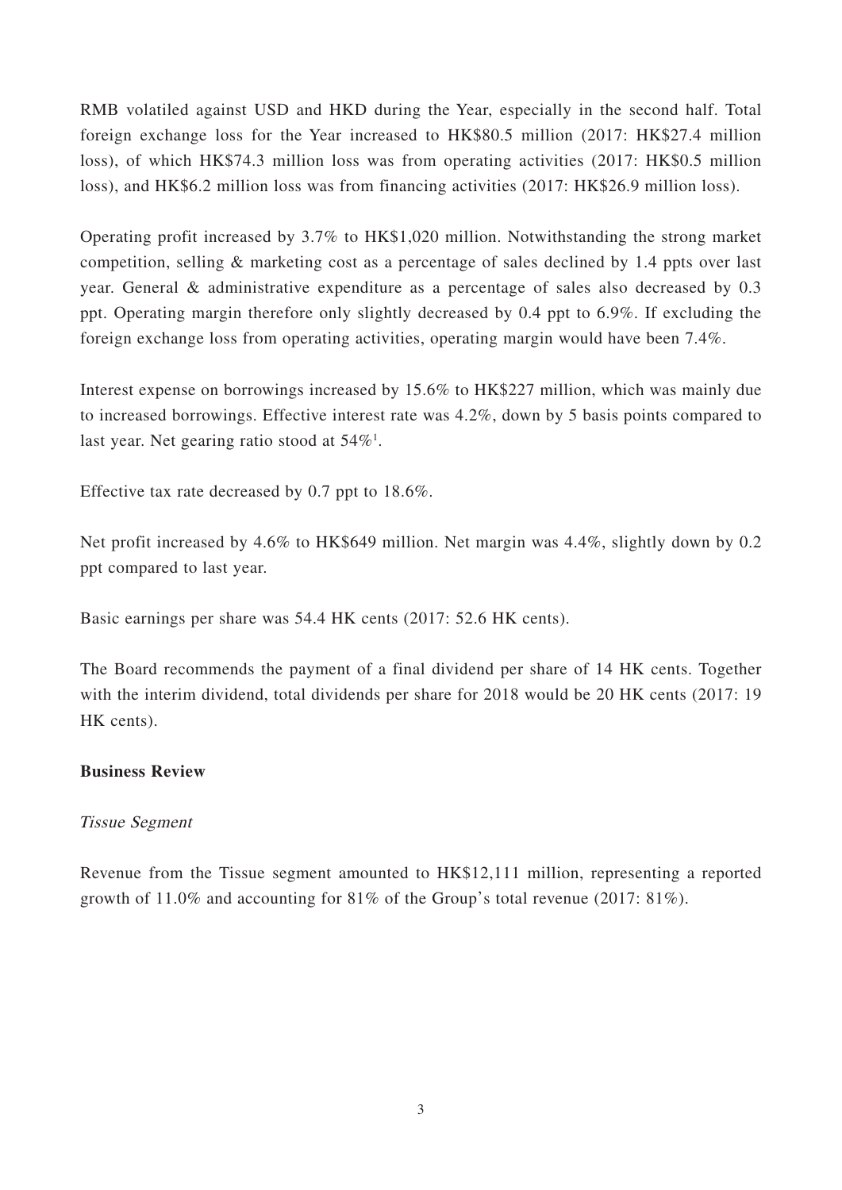RMB volatiled against USD and HKD during the Year, especially in the second half. Total foreign exchange loss for the Year increased to HK$80.5 million (2017: HK$27.4 million loss), of which HK$74.3 million loss was from operating activities (2017: HK$0.5 million loss), and HK$6.2 million loss was from financing activities (2017: HK$26.9 million loss).

Operating profit increased by 3.7% to HK$1,020 million. Notwithstanding the strong market competition, selling & marketing cost as a percentage of sales declined by 1.4 ppts over last year. General & administrative expenditure as a percentage of sales also decreased by 0.3 ppt. Operating margin therefore only slightly decreased by 0.4 ppt to 6.9%. If excluding the foreign exchange loss from operating activities, operating margin would have been 7.4%.

Interest expense on borrowings increased by 15.6% to HK$227 million, which was mainly due to increased borrowings. Effective interest rate was 4.2%, down by 5 basis points compared to last year. Net gearing ratio stood at 54%[1].

Effective tax rate decreased by 0.7 ppt to 18.6%.

Net profit increased by 4.6% to HK$649 million. Net margin was 4.4%, slightly down by 0.2 ppt compared to last year.

Basic earnings per share was 54.4 HK cents (2017: 52.6 HK cents).

The Board recommends the payment of a final dividend per share of 14 HK cents. Together with the interim dividend, total dividends per share for 2018 would be 20 HK cents (2017: 19 HK cents).

## Business Review

### *Tissue Segment*

Revenue from the Tissue segment amounted to HK$12,111 million, representing a reported growth of 11.0% and accounting for 81% of the Group's total revenue (2017: 81%).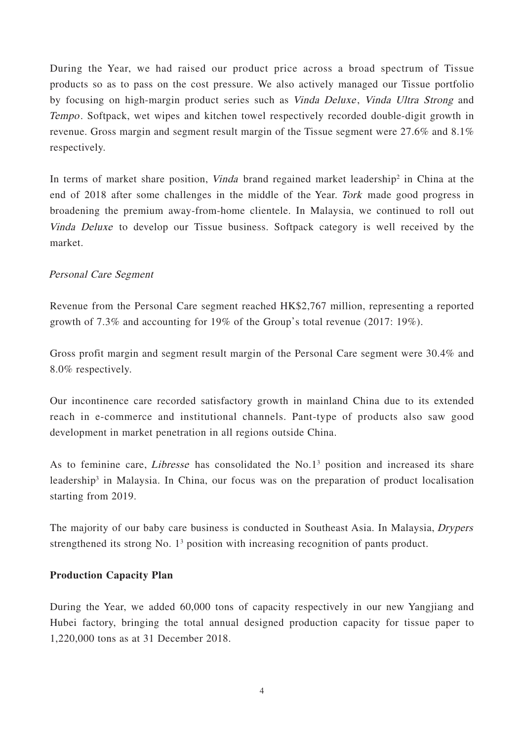During the Year, we had raised our product price across a broad spectrum of Tissue products so as to pass on the cost pressure. We also actively managed our Tissue portfolio by focusing on high-margin product series such as *Vinda Deluxe*, *Vinda Ultra Strong* and *Tempo*. Softpack, wet wipes and kitchen towel respectively recorded double-digit growth in revenue. Gross margin and segment result margin of the Tissue segment were 27.6% and 8.1% respectively.

In terms of market share position, *Vinda* brand regained market leadership[2] in China at the end of 2018 after some challenges in the middle of the Year. *Tork* made good progress in broadening the premium away-from-home clientele. In Malaysia, we continued to roll out *Vinda Deluxe* to develop our Tissue business. Softpack category is well received by the market.

*Personal Care Segment*

Revenue from the Personal Care segment reached HK$2,767 million, representing a reported growth of 7.3% and accounting for 19% of the Group's total revenue (2017: 19%).

Gross profit margin and segment result margin of the Personal Care segment were 30.4% and 8.0% respectively.

Our incontinence care recorded satisfactory growth in mainland China due to its extended reach in e-commerce and institutional channels. Pant-type of products also saw good development in market penetration in all regions outside China.

As to feminine care, *Libresse* has consolidated the No.1[3] position and increased its share leadership[3] in Malaysia. In China, our focus was on the preparation of product localisation starting from 2019.

The majority of our baby care business is conducted in Southeast Asia. In Malaysia, *Drypers* strengthened its strong No. 1[3] position with increasing recognition of pants product.

**Production Capacity Plan**

During the Year, we added 60,000 tons of capacity respectively in our new Yangjiang and Hubei factory, bringing the total annual designed production capacity for tissue paper to 1,220,000 tons as at 31 December 2018.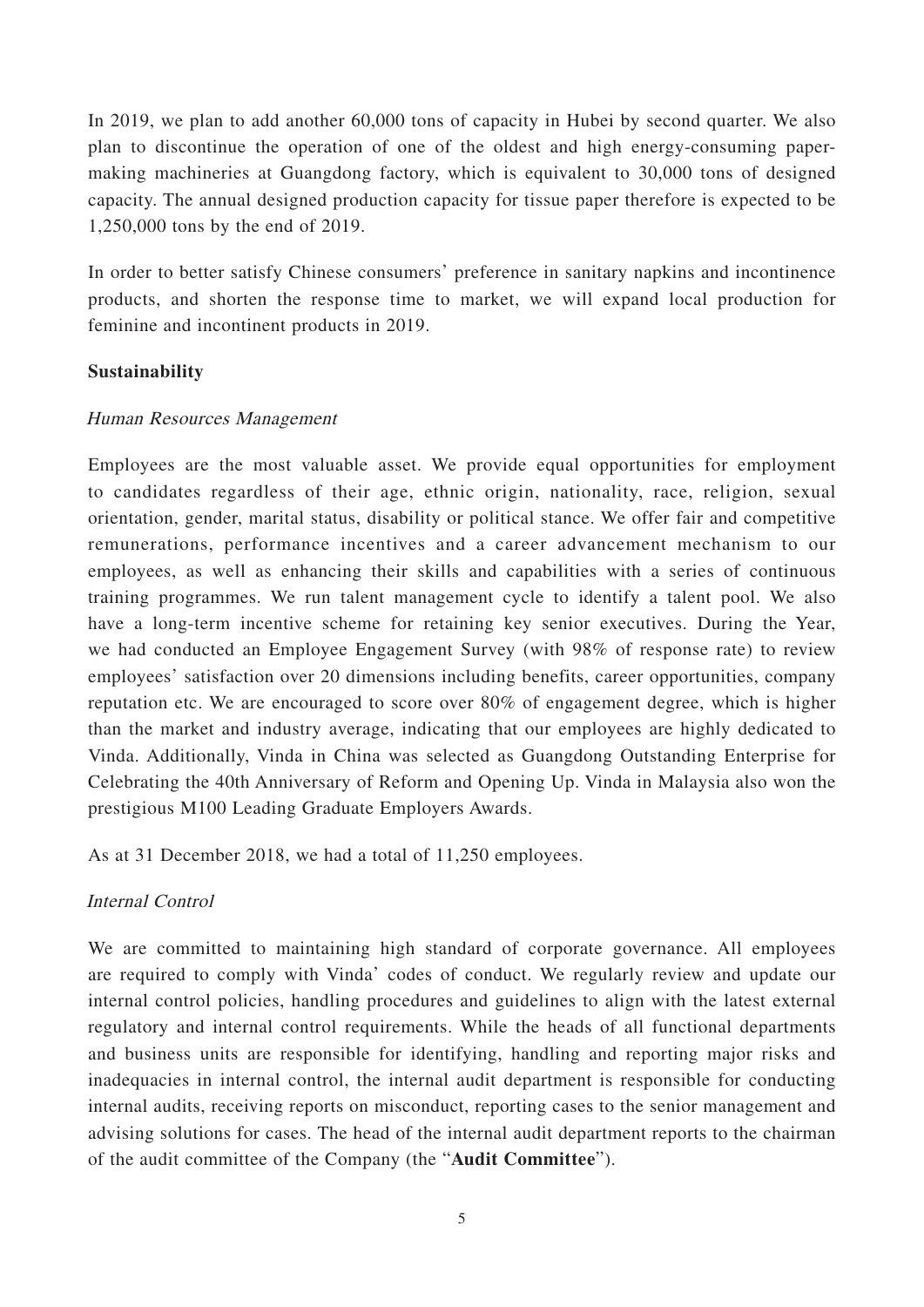In 2019, we plan to add another 60,000 tons of capacity in Hubei by second quarter. We also plan to discontinue the operation of one of the oldest and high energy-consuming paper-making machineries at Guangdong factory, which is equivalent to 30,000 tons of designed capacity. The annual designed production capacity for tissue paper therefore is expected to be 1,250,000 tons by the end of 2019.

In order to better satisfy Chinese consumers' preference in sanitary napkins and incontinence products, and shorten the response time to market, we will expand local production for feminine and incontinent products in 2019.

**Sustainability**

*Human Resources Management*

Employees are the most valuable asset. We provide equal opportunities for employment to candidates regardless of their age, ethnic origin, nationality, race, religion, sexual orientation, gender, marital status, disability or political stance. We offer fair and competitive remunerations, performance incentives and a career advancement mechanism to our employees, as well as enhancing their skills and capabilities with a series of continuous training programmes. We run talent management cycle to identify a talent pool. We also have a long-term incentive scheme for retaining key senior executives. During the Year, we had conducted an Employee Engagement Survey (with 98% of response rate) to review employees' satisfaction over 20 dimensions including benefits, career opportunities, company reputation etc. We are encouraged to score over 80% of engagement degree, which is higher than the market and industry average, indicating that our employees are highly dedicated to Vinda. Additionally, Vinda in China was selected as Guangdong Outstanding Enterprise for Celebrating the 40th Anniversary of Reform and Opening Up. Vinda in Malaysia also won the prestigious M100 Leading Graduate Employers Awards.

As at 31 December 2018, we had a total of 11,250 employees.

*Internal Control*

We are committed to maintaining high standard of corporate governance. All employees are required to comply with Vinda' codes of conduct. We regularly review and update our internal control policies, handling procedures and guidelines to align with the latest external regulatory and internal control requirements. While the heads of all functional departments and business units are responsible for identifying, handling and reporting major risks and inadequacies in internal control, the internal audit department is responsible for conducting internal audits, receiving reports on misconduct, reporting cases to the senior management and advising solutions for cases. The head of the internal audit department reports to the chairman of the audit committee of the Company (the "**Audit Committee**").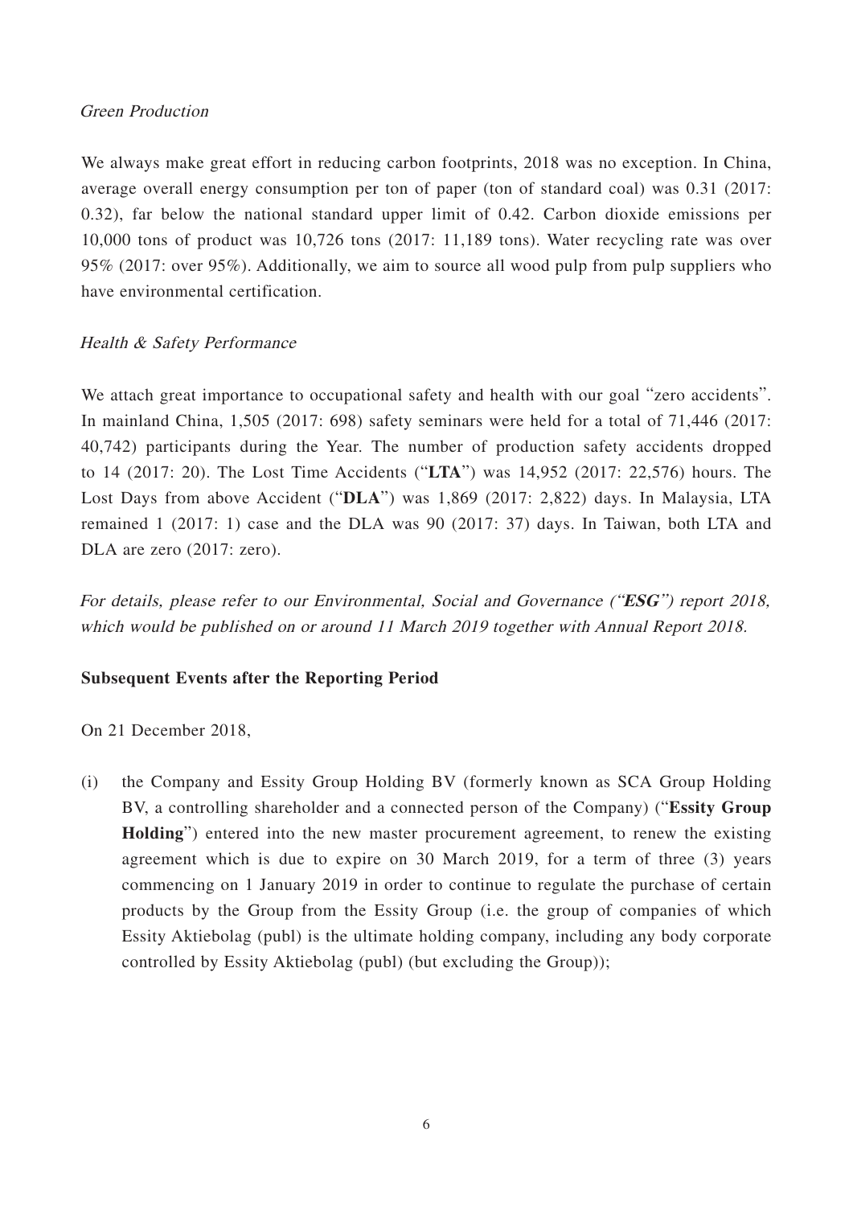*Green Production*

We always make great effort in reducing carbon footprints, 2018 was no exception. In China, average overall energy consumption per ton of paper (ton of standard coal) was 0.31 (2017: 0.32), far below the national standard upper limit of 0.42. Carbon dioxide emissions per 10,000 tons of product was 10,726 tons (2017: 11,189 tons). Water recycling rate was over 95% (2017: over 95%). Additionally, we aim to source all wood pulp from pulp suppliers who have environmental certification.

*Health & Safety Performance*

We attach great importance to occupational safety and health with our goal "zero accidents". In mainland China, 1,505 (2017: 698) safety seminars were held for a total of 71,446 (2017: 40,742) participants during the Year. The number of production safety accidents dropped to 14 (2017: 20). The Lost Time Accidents ("**LTA**") was 14,952 (2017: 22,576) hours. The Lost Days from above Accident ("**DLA**") was 1,869 (2017: 2,822) days. In Malaysia, LTA remained 1 (2017: 1) case and the DLA was 90 (2017: 37) days. In Taiwan, both LTA and DLA are zero (2017: zero).

*For details, please refer to our Environmental, Social and Governance ("**ESG**") report 2018, which would be published on or around 11 March 2019 together with Annual Report 2018.*

**Subsequent Events after the Reporting Period**

On 21 December 2018,

(i) the Company and Essity Group Holding BV (formerly known as SCA Group Holding BV, a controlling shareholder and a connected person of the Company) ("**Essity Group Holding**") entered into the new master procurement agreement, to renew the existing agreement which is due to expire on 30 March 2019, for a term of three (3) years commencing on 1 January 2019 in order to continue to regulate the purchase of certain products by the Group from the Essity Group (i.e. the group of companies of which Essity Aktiebolag (publ) is the ultimate holding company, including any body corporate controlled by Essity Aktiebolag (publ) (but excluding the Group));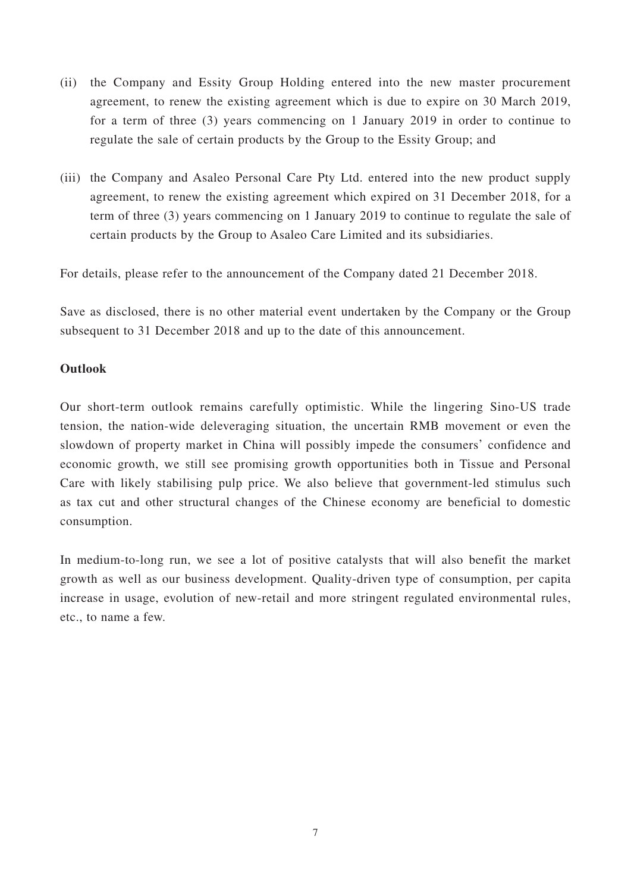(ii) the Company and Essity Group Holding entered into the new master procurement agreement, to renew the existing agreement which is due to expire on 30 March 2019, for a term of three (3) years commencing on 1 January 2019 in order to continue to regulate the sale of certain products by the Group to the Essity Group; and

(iii) the Company and Asaleo Personal Care Pty Ltd. entered into the new product supply agreement, to renew the existing agreement which expired on 31 December 2018, for a term of three (3) years commencing on 1 January 2019 to continue to regulate the sale of certain products by the Group to Asaleo Care Limited and its subsidiaries.

For details, please refer to the announcement of the Company dated 21 December 2018.

Save as disclosed, there is no other material event undertaken by the Company or the Group subsequent to 31 December 2018 and up to the date of this announcement.

**Outlook**

Our short-term outlook remains carefully optimistic. While the lingering Sino-US trade tension, the nation-wide deleveraging situation, the uncertain RMB movement or even the slowdown of property market in China will possibly impede the consumers' confidence and economic growth, we still see promising growth opportunities both in Tissue and Personal Care with likely stabilising pulp price. We also believe that government-led stimulus such as tax cut and other structural changes of the Chinese economy are beneficial to domestic consumption.

In medium-to-long run, we see a lot of positive catalysts that will also benefit the market growth as well as our business development. Quality-driven type of consumption, per capita increase in usage, evolution of new-retail and more stringent regulated environmental rules, etc., to name a few.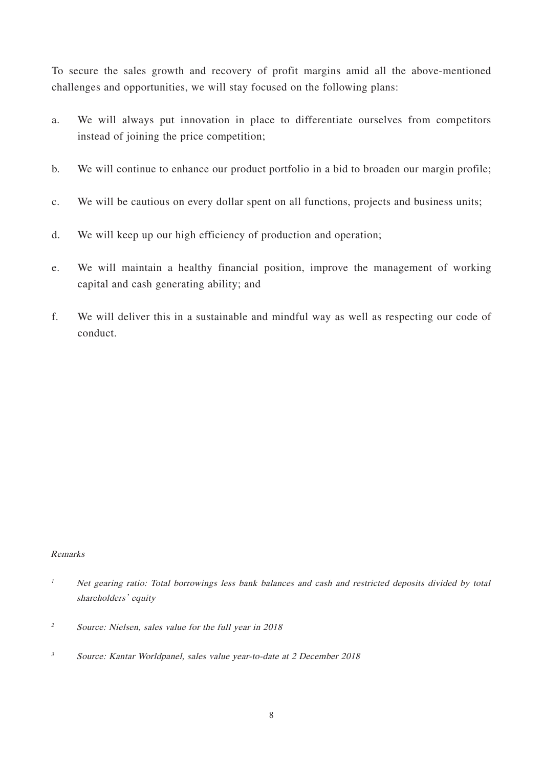To secure the sales growth and recovery of profit margins amid all the above-mentioned challenges and opportunities, we will stay focused on the following plans:

a. We will always put innovation in place to differentiate ourselves from competitors instead of joining the price competition;

b. We will continue to enhance our product portfolio in a bid to broaden our margin profile;

c. We will be cautious on every dollar spent on all functions, projects and business units;

d. We will keep up our high efficiency of production and operation;

e. We will maintain a healthy financial position, improve the management of working capital and cash generating ability; and

f. We will deliver this in a sustainable and mindful way as well as respecting our code of conduct.

*Remarks*

[1] *Net gearing ratio: Total borrowings less bank balances and cash and restricted deposits divided by total shareholders' equity*

[2] *Source: Nielsen, sales value for the full year in 2018*

[3] *Source: Kantar Worldpanel, sales value year-to-date at 2 December 2018*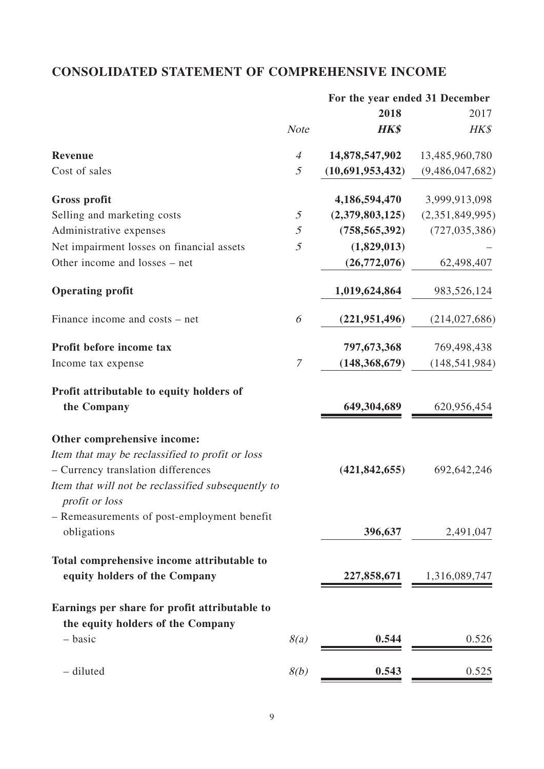# CONSOLIDATED STATEMENT OF COMPREHENSIVE INCOME

| | | For the year ended 31 December | |
|---|---|---|---|
| | | **2018** | 2017 |
| | *Note* | ***HK$*** | *HK$* |
| **Revenue** | *4* | **14,878,547,902** | 13,485,960,780 |
| Cost of sales | *5* | **(10,691,953,432)** | (9,486,047,682) |
| **Gross profit** | | **4,186,594,470** | 3,999,913,098 |
| Selling and marketing costs | *5* | **(2,379,803,125)** | (2,351,849,995) |
| Administrative expenses | *5* | **(758,565,392)** | (727,035,386) |
| Net impairment losses on financial assets | *5* | **(1,829,013)** | – |
| Other income and losses – net | | **(26,772,076)** | 62,498,407 |
| **Operating profit** | | **1,019,624,864** | 983,526,124 |
| Finance income and costs – net | *6* | **(221,951,496)** | (214,027,686) |
| **Profit before income tax** | | **797,673,368** | 769,498,438 |
| Income tax expense | *7* | **(148,368,679)** | (148,541,984) |
| **Profit attributable to equity holders of the Company** | | **649,304,689** | 620,956,454 |
| **Other comprehensive income:** | | | |
| *Item that may be reclassified to profit or loss* | | | |
| – Currency translation differences | | **(421,842,655)** | 692,642,246 |
| *Item that will not be reclassified subsequently to profit or loss* | | | |
| – Remeasurements of post-employment benefit obligations | | **396,637** | 2,491,047 |
| **Total comprehensive income attributable to equity holders of the Company** | | **227,858,671** | 1,316,089,747 |
| **Earnings per share for profit attributable to the equity holders of the Company** | | | |
| – basic | *8(a)* | **0.544** | 0.526 |
| – diluted | *8(b)* | **0.543** | 0.525 |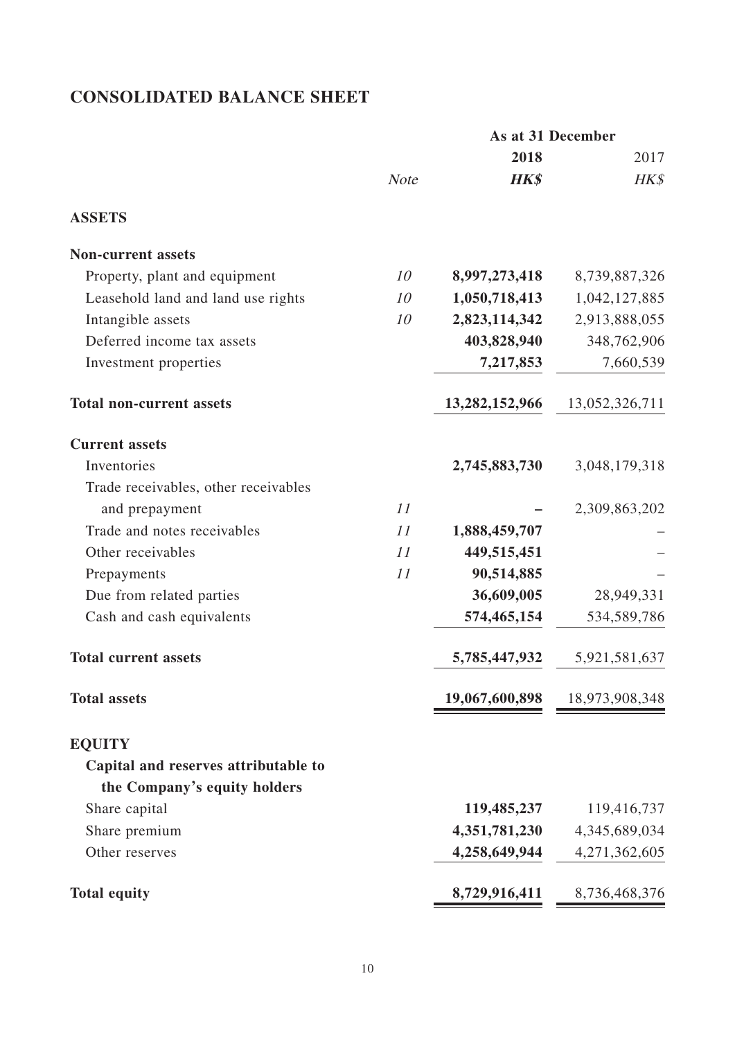# CONSOLIDATED BALANCE SHEET

| | | As at 31 December | |
|---|---|---|---|
| | | **2018** | 2017 |
| | *Note* | ***HK$*** | *HK$* |
| **ASSETS** | | | |
| **Non-current assets** | | | |
| Property, plant and equipment | *10* | **8,997,273,418** | 8,739,887,326 |
| Leasehold land and land use rights | *10* | **1,050,718,413** | 1,042,127,885 |
| Intangible assets | *10* | **2,823,114,342** | 2,913,888,055 |
| Deferred income tax assets | | **403,828,940** | 348,762,906 |
| Investment properties | | **7,217,853** | 7,660,539 |
| **Total non-current assets** | | **13,282,152,966** | 13,052,326,711 |
| **Current assets** | | | |
| Inventories | | **2,745,883,730** | 3,048,179,318 |
| Trade receivables, other receivables and prepayment | *11* | **–** | 2,309,863,202 |
| Trade and notes receivables | *11* | **1,888,459,707** | – |
| Other receivables | *11* | **449,515,451** | – |
| Prepayments | *11* | **90,514,885** | – |
| Due from related parties | | **36,609,005** | 28,949,331 |
| Cash and cash equivalents | | **574,465,154** | 534,589,786 |
| **Total current assets** | | **5,785,447,932** | 5,921,581,637 |
| **Total assets** | | **19,067,600,898** | 18,973,908,348 |
| **EQUITY** | | | |
| **Capital and reserves attributable to the Company's equity holders** | | | |
| Share capital | | **119,485,237** | 119,416,737 |
| Share premium | | **4,351,781,230** | 4,345,689,034 |
| Other reserves | | **4,258,649,944** | 4,271,362,605 |
| **Total equity** | | **8,729,916,411** | 8,736,468,376 |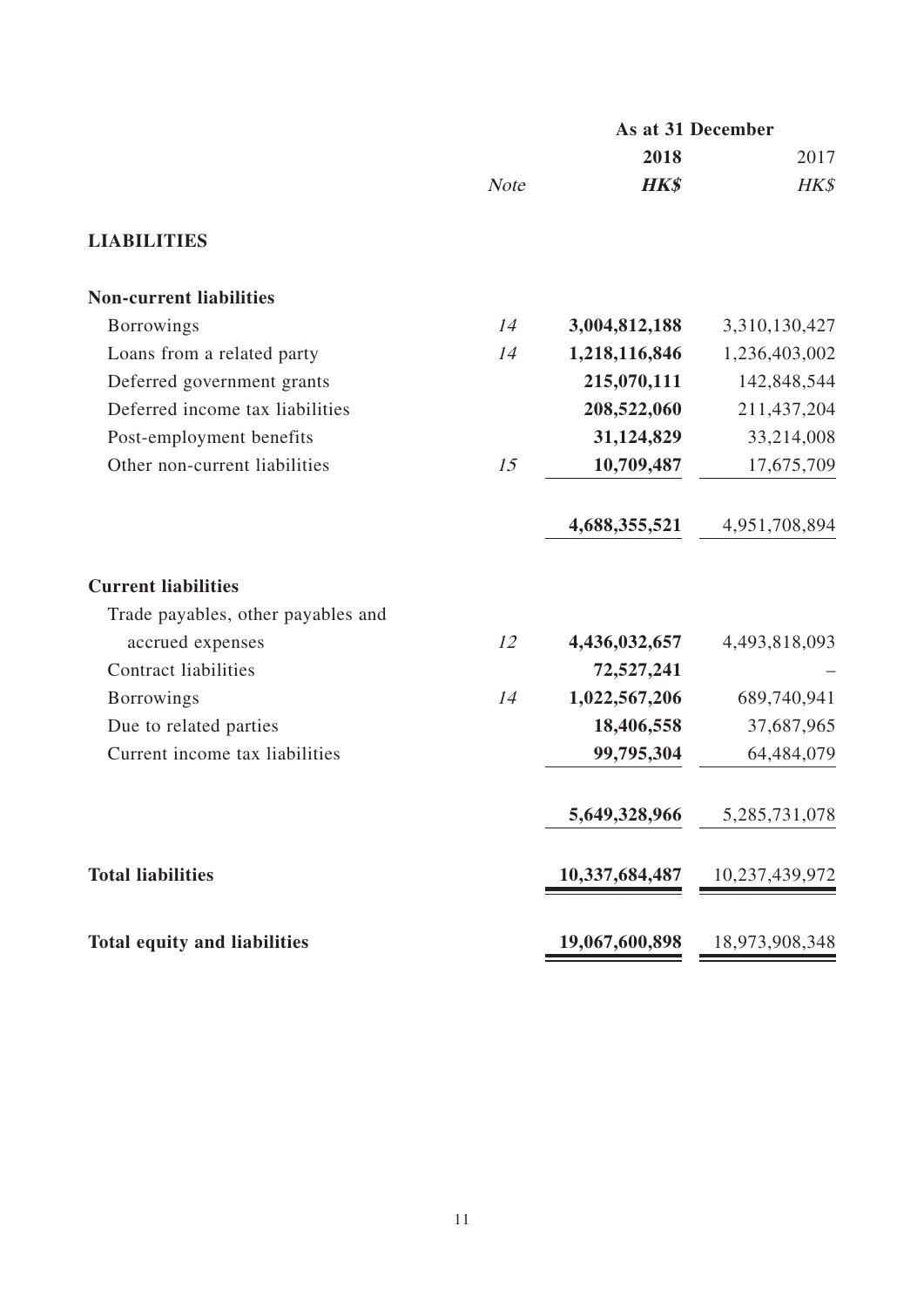| | | As at 31 December | |
|---|---|---|---|
| | | **2018** | 2017 |
| | *Note* | ***HK$*** | *HK$* |
| **LIABILITIES** | | | |
| **Non-current liabilities** | | | |
| Borrowings | *14* | **3,004,812,188** | 3,310,130,427 |
| Loans from a related party | *14* | **1,218,116,846** | 1,236,403,002 |
| Deferred government grants | | **215,070,111** | 142,848,544 |
| Deferred income tax liabilities | | **208,522,060** | 211,437,204 |
| Post-employment benefits | | **31,124,829** | 33,214,008 |
| Other non-current liabilities | *15* | **10,709,487** | 17,675,709 |
| | | **4,688,355,521** | 4,951,708,894 |
| **Current liabilities** | | | |
| Trade payables, other payables and accrued expenses | *12* | **4,436,032,657** | 4,493,818,093 |
| Contract liabilities | | **72,527,241** | – |
| Borrowings | *14* | **1,022,567,206** | 689,740,941 |
| Due to related parties | | **18,406,558** | 37,687,965 |
| Current income tax liabilities | | **99,795,304** | 64,484,079 |
| | | **5,649,328,966** | 5,285,731,078 |
| **Total liabilities** | | **10,337,684,487** | 10,237,439,972 |
| **Total equity and liabilities** | | **19,067,600,898** | 18,973,908,348 |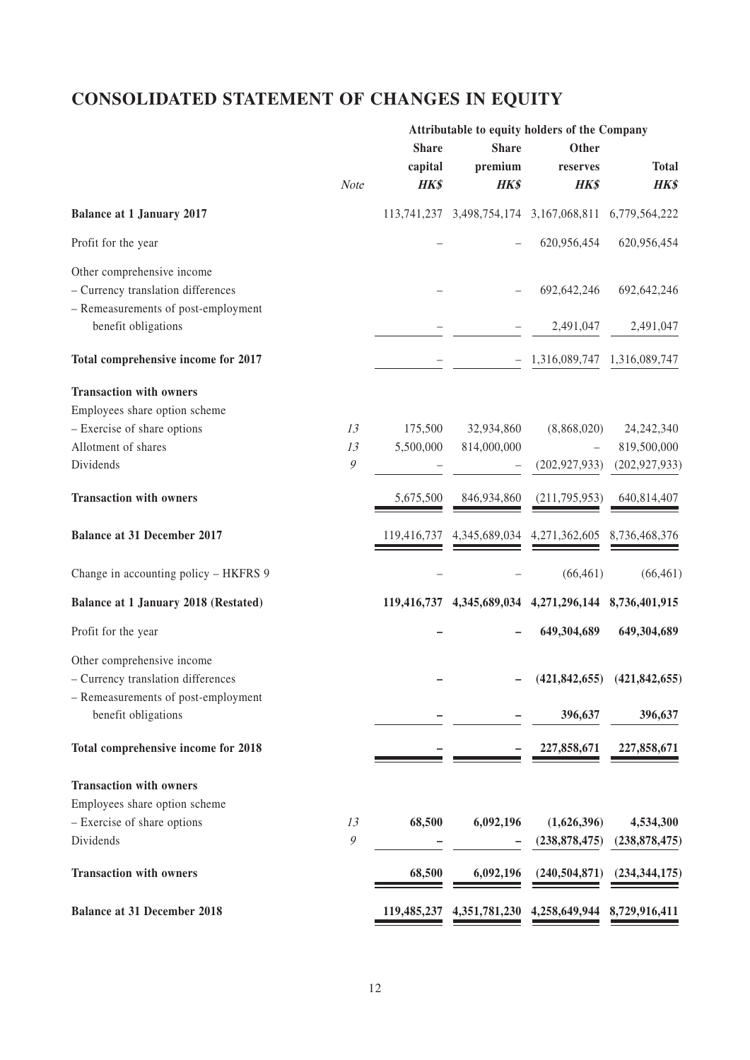# CONSOLIDATED STATEMENT OF CHANGES IN EQUITY

| | | Attributable to equity holders of the Company | | | |
|---|---|---|---|---|---|
| | *Note* | **Share capital** ***HK$*** | **Share premium** ***HK$*** | **Other reserves** ***HK$*** | **Total** ***HK$*** |
| **Balance at 1 January 2017** | | 113,741,237 | 3,498,754,174 | 3,167,068,811 | 6,779,564,222 |
| Profit for the year | | – | – | 620,956,454 | 620,956,454 |
| Other comprehensive income | | | | | |
| – Currency translation differences | | – | – | 692,642,246 | 692,642,246 |
| – Remeasurements of post-employment benefit obligations | | – | – | 2,491,047 | 2,491,047 |
| **Total comprehensive income for 2017** | | – | – | 1,316,089,747 | 1,316,089,747 |
| **Transaction with owners** | | | | | |
| Employees share option scheme | | | | | |
| – Exercise of share options | *13* | 175,500 | 32,934,860 | (8,868,020) | 24,242,340 |
| Allotment of shares | *13* | 5,500,000 | 814,000,000 | – | 819,500,000 |
| Dividends | *9* | – | – | (202,927,933) | (202,927,933) |
| **Transaction with owners** | | 5,675,500 | 846,934,860 | (211,795,953) | 640,814,407 |
| **Balance at 31 December 2017** | | 119,416,737 | 4,345,689,034 | 4,271,362,605 | 8,736,468,376 |
| Change in accounting policy – HKFRS 9 | | – | – | (66,461) | (66,461) |
| **Balance at 1 January 2018 (Restated)** | | **119,416,737** | **4,345,689,034** | **4,271,296,144** | **8,736,401,915** |
| Profit for the year | | **–** | **–** | **649,304,689** | **649,304,689** |
| Other comprehensive income | | | | | |
| – Currency translation differences | | **–** | **–** | **(421,842,655)** | **(421,842,655)** |
| – Remeasurements of post-employment benefit obligations | | **–** | **–** | **396,637** | **396,637** |
| **Total comprehensive income for 2018** | | **–** | **–** | **227,858,671** | **227,858,671** |
| **Transaction with owners** | | | | | |
| Employees share option scheme | | | | | |
| – Exercise of share options | *13* | **68,500** | **6,092,196** | **(1,626,396)** | **4,534,300** |
| Dividends | *9* | **–** | **–** | **(238,878,475)** | **(238,878,475)** |
| **Transaction with owners** | | **68,500** | **6,092,196** | **(240,504,871)** | **(234,344,175)** |
| **Balance at 31 December 2018** | | **119,485,237** | **4,351,781,230** | **4,258,649,944** | **8,729,916,411** |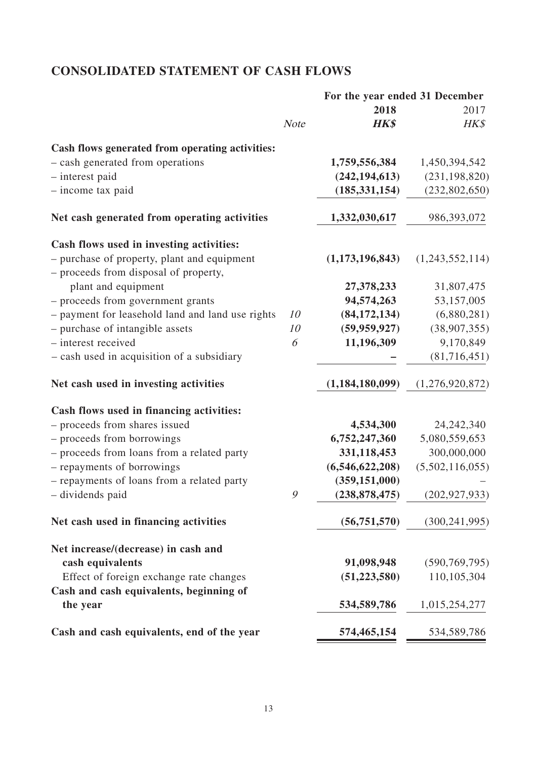# CONSOLIDATED STATEMENT OF CASH FLOWS

| | Note | For the year ended 31 December 2018 HK$ | 2017 HK$ |
|---|---|---|---|
| **Cash flows generated from operating activities:** | | | |
| – cash generated from operations | | **1,759,556,384** | 1,450,394,542 |
| – interest paid | | **(242,194,613)** | (231,198,820) |
| – income tax paid | | **(185,331,154)** | (232,802,650) |
| **Net cash generated from operating activities** | | **1,332,030,617** | 986,393,072 |
| **Cash flows used in investing activities:** | | | |
| – purchase of property, plant and equipment | | **(1,173,196,843)** | (1,243,552,114) |
| – proceeds from disposal of property, plant and equipment | | **27,378,233** | 31,807,475 |
| – proceeds from government grants | | **94,574,263** | 53,157,005 |
| – payment for leasehold land and land use rights | *10* | **(84,172,134)** | (6,880,281) |
| – purchase of intangible assets | *10* | **(59,959,927)** | (38,907,355) |
| – interest received | *6* | **11,196,309** | 9,170,849 |
| – cash used in acquisition of a subsidiary | | **–** | (81,716,451) |
| **Net cash used in investing activities** | | **(1,184,180,099)** | (1,276,920,872) |
| **Cash flows used in financing activities:** | | | |
| – proceeds from shares issued | | **4,534,300** | 24,242,340 |
| – proceeds from borrowings | | **6,752,247,360** | 5,080,559,653 |
| – proceeds from loans from a related party | | **331,118,453** | 300,000,000 |
| – repayments of borrowings | | **(6,546,622,208)** | (5,502,116,055) |
| – repayments of loans from a related party | | **(359,151,000)** | – |
| – dividends paid | *9* | **(238,878,475)** | (202,927,933) |
| **Net cash used in financing activities** | | **(56,751,570)** | (300,241,995) |
| **Net increase/(decrease) in cash and cash equivalents** | | **91,098,948** | (590,769,795) |
| Effect of foreign exchange rate changes | | **(51,223,580)** | 110,105,304 |
| **Cash and cash equivalents, beginning of the year** | | **534,589,786** | 1,015,254,277 |
| **Cash and cash equivalents, end of the year** | | **574,465,154** | 534,589,786 |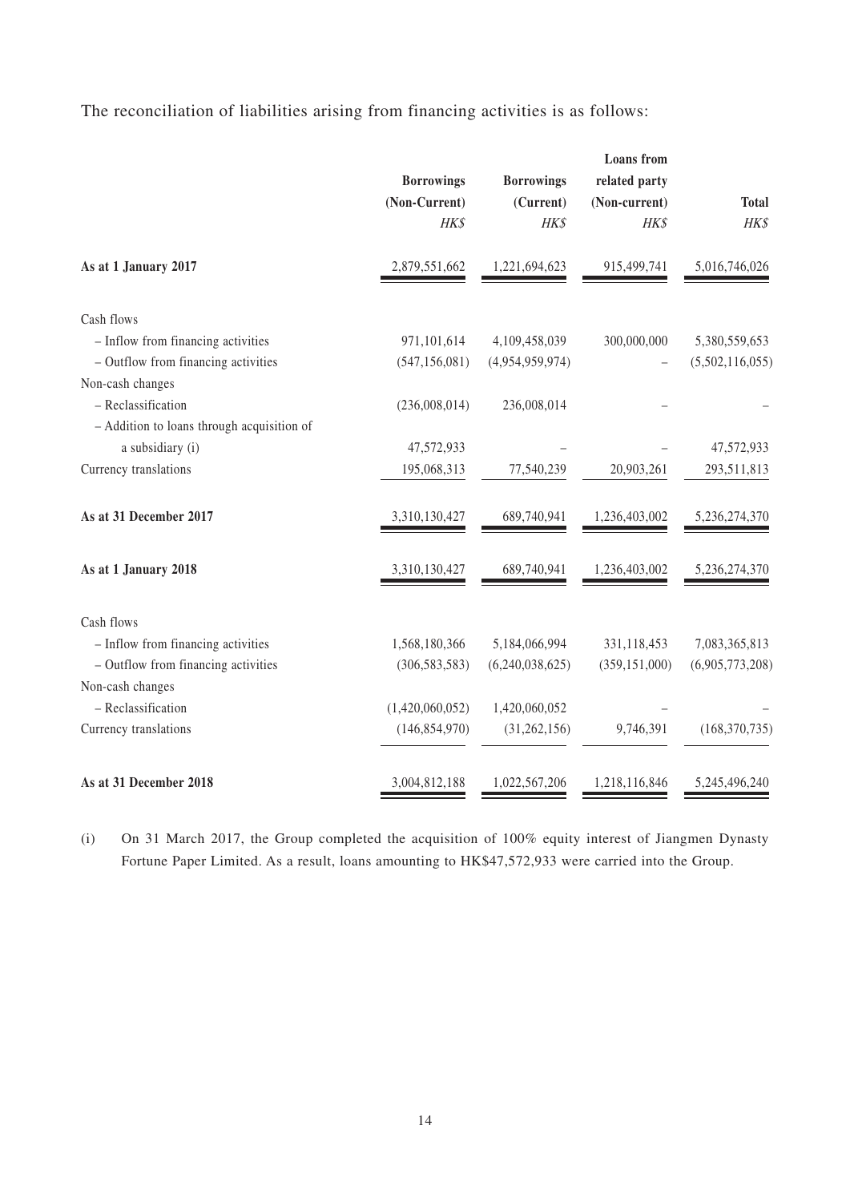The reconciliation of liabilities arising from financing activities is as follows:

| | Borrowings (Non-Current) HK$ | Borrowings (Current) HK$ | Loans from related party (Non-current) HK$ | Total HK$ |
|---|---|---|---|---|
| **As at 1 January 2017** | 2,879,551,662 | 1,221,694,623 | 915,499,741 | 5,016,746,026 |
| Cash flows | | | | |
| – Inflow from financing activities | 971,101,614 | 4,109,458,039 | 300,000,000 | 5,380,559,653 |
| – Outflow from financing activities | (547,156,081) | (4,954,959,974) | – | (5,502,116,055) |
| Non-cash changes | | | | |
| – Reclassification | (236,008,014) | 236,008,014 | – | – |
| – Addition to loans through acquisition of a subsidiary (i) | 47,572,933 | – | – | 47,572,933 |
| Currency translations | 195,068,313 | 77,540,239 | 20,903,261 | 293,511,813 |
| **As at 31 December 2017** | 3,310,130,427 | 689,740,941 | 1,236,403,002 | 5,236,274,370 |
| **As at 1 January 2018** | 3,310,130,427 | 689,740,941 | 1,236,403,002 | 5,236,274,370 |
| Cash flows | | | | |
| – Inflow from financing activities | 1,568,180,366 | 5,184,066,994 | 331,118,453 | 7,083,365,813 |
| – Outflow from financing activities | (306,583,583) | (6,240,038,625) | (359,151,000) | (6,905,773,208) |
| Non-cash changes | | | | |
| – Reclassification | (1,420,060,052) | 1,420,060,052 | – | – |
| Currency translations | (146,854,970) | (31,262,156) | 9,746,391 | (168,370,735) |
| **As at 31 December 2018** | 3,004,812,188 | 1,022,567,206 | 1,218,116,846 | 5,245,496,240 |

(i) On 31 March 2017, the Group completed the acquisition of 100% equity interest of Jiangmen Dynasty Fortune Paper Limited. As a result, loans amounting to HK$47,572,933 were carried into the Group.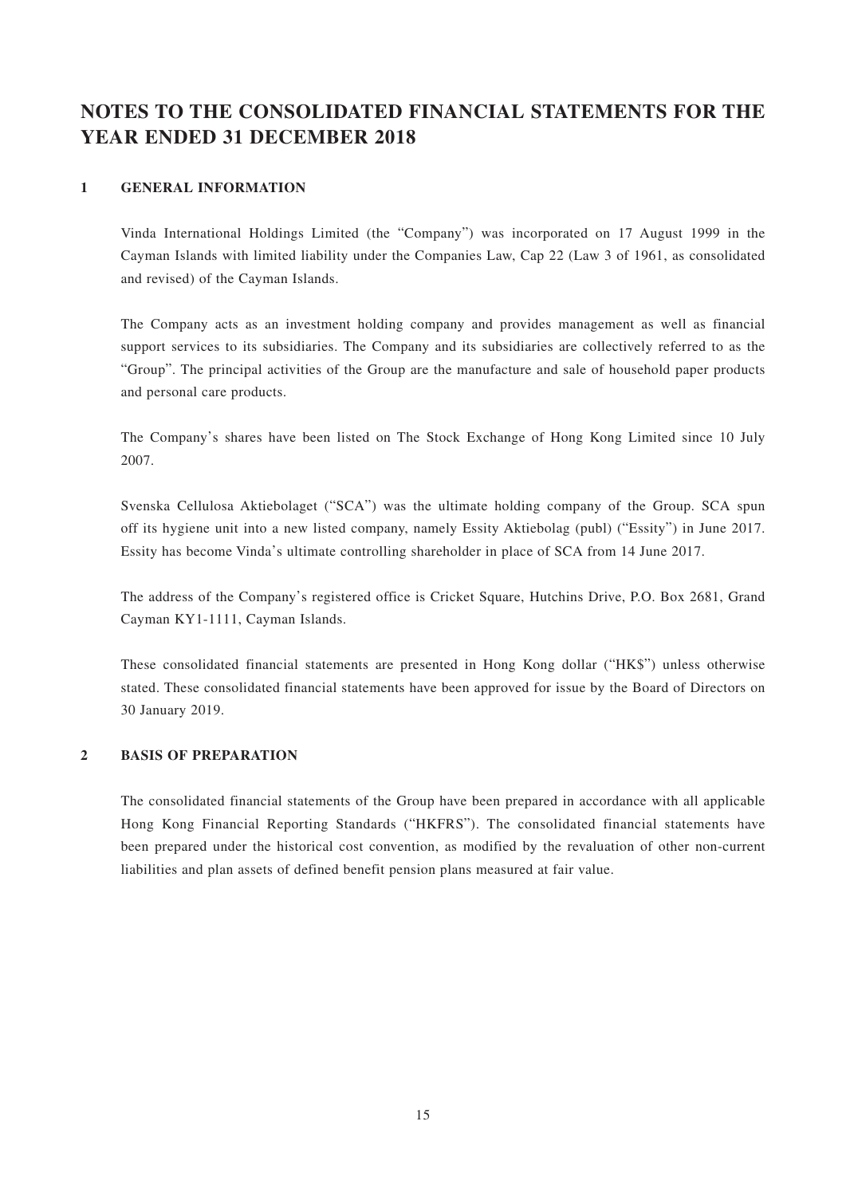# NOTES TO THE CONSOLIDATED FINANCIAL STATEMENTS FOR THE YEAR ENDED 31 DECEMBER 2018

## 1 GENERAL INFORMATION

Vinda International Holdings Limited (the "Company") was incorporated on 17 August 1999 in the Cayman Islands with limited liability under the Companies Law, Cap 22 (Law 3 of 1961, as consolidated and revised) of the Cayman Islands.

The Company acts as an investment holding company and provides management as well as financial support services to its subsidiaries. The Company and its subsidiaries are collectively referred to as the "Group". The principal activities of the Group are the manufacture and sale of household paper products and personal care products.

The Company's shares have been listed on The Stock Exchange of Hong Kong Limited since 10 July 2007.

Svenska Cellulosa Aktiebolaget ("SCA") was the ultimate holding company of the Group. SCA spun off its hygiene unit into a new listed company, namely Essity Aktiebolag (publ) ("Essity") in June 2017. Essity has become Vinda's ultimate controlling shareholder in place of SCA from 14 June 2017.

The address of the Company's registered office is Cricket Square, Hutchins Drive, P.O. Box 2681, Grand Cayman KY1-1111, Cayman Islands.

These consolidated financial statements are presented in Hong Kong dollar ("HK$") unless otherwise stated. These consolidated financial statements have been approved for issue by the Board of Directors on 30 January 2019.

## 2 BASIS OF PREPARATION

The consolidated financial statements of the Group have been prepared in accordance with all applicable Hong Kong Financial Reporting Standards ("HKFRS"). The consolidated financial statements have been prepared under the historical cost convention, as modified by the revaluation of other non-current liabilities and plan assets of defined benefit pension plans measured at fair value.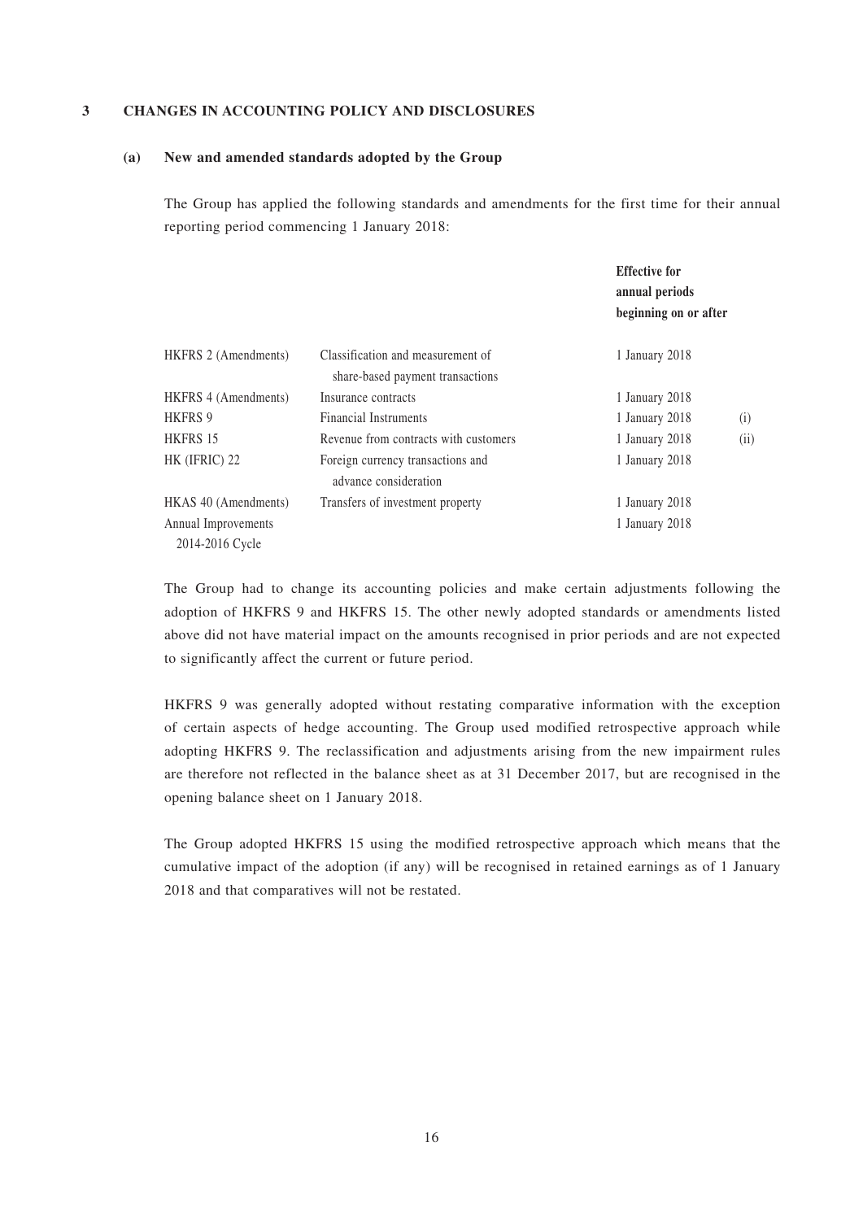## 3 CHANGES IN ACCOUNTING POLICY AND DISCLOSURES

### (a) New and amended standards adopted by the Group

The Group has applied the following standards and amendments for the first time for their annual reporting period commencing 1 January 2018:

| | | Effective for annual periods beginning on or after | |
|---|---|---|---|
| HKFRS 2 (Amendments) | Classification and measurement of share-based payment transactions | 1 January 2018 | |
| HKFRS 4 (Amendments) | Insurance contracts | 1 January 2018 | |
| HKFRS 9 | Financial Instruments | 1 January 2018 | (i) |
| HKFRS 15 | Revenue from contracts with customers | 1 January 2018 | (ii) |
| HK (IFRIC) 22 | Foreign currency transactions and advance consideration | 1 January 2018 | |
| HKAS 40 (Amendments) | Transfers of investment property | 1 January 2018 | |
| Annual Improvements 2014-2016 Cycle | | 1 January 2018 | |

The Group had to change its accounting policies and make certain adjustments following the adoption of HKFRS 9 and HKFRS 15. The other newly adopted standards or amendments listed above did not have material impact on the amounts recognised in prior periods and are not expected to significantly affect the current or future period.

HKFRS 9 was generally adopted without restating comparative information with the exception of certain aspects of hedge accounting. The Group used modified retrospective approach while adopting HKFRS 9. The reclassification and adjustments arising from the new impairment rules are therefore not reflected in the balance sheet as at 31 December 2017, but are recognised in the opening balance sheet on 1 January 2018.

The Group adopted HKFRS 15 using the modified retrospective approach which means that the cumulative impact of the adoption (if any) will be recognised in retained earnings as of 1 January 2018 and that comparatives will not be restated.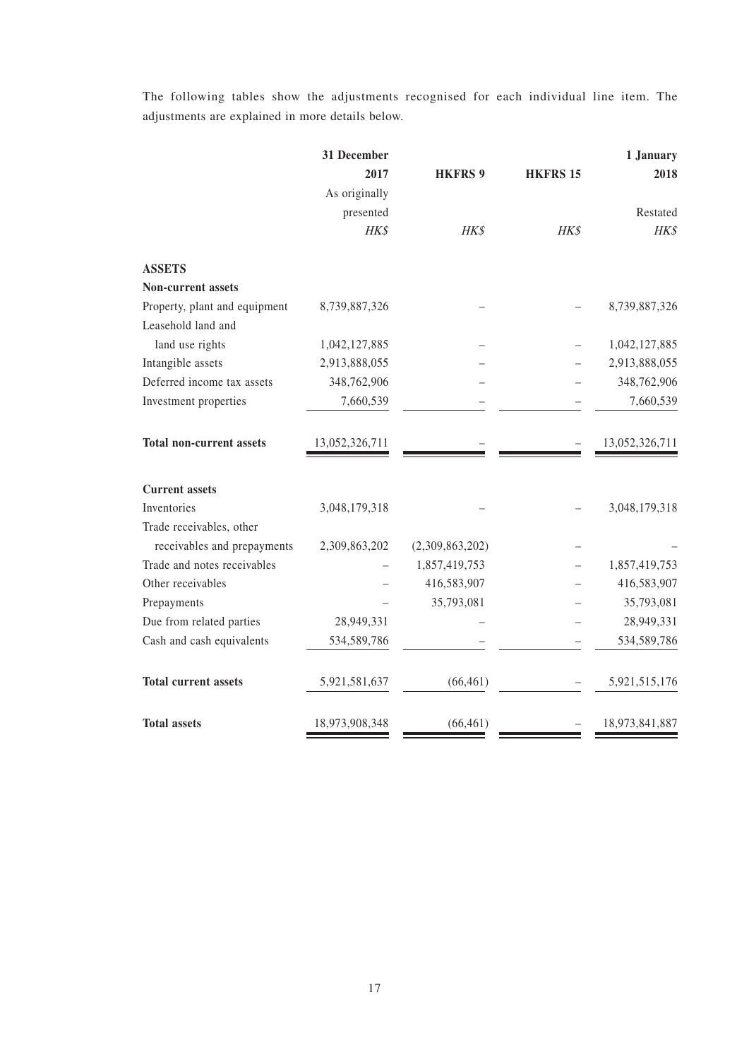The following tables show the adjustments recognised for each individual line item. The adjustments are explained in more details below.

| | 31 December 2017 As originally presented | HKFRS 9 | HKFRS 15 | 1 January 2018 Restated |
|---|---|---|---|---|
| | *HK$* | *HK$* | *HK$* | *HK$* |
| **ASSETS** | | | | |
| **Non-current assets** | | | | |
| Property, plant and equipment | 8,739,887,326 | – | – | 8,739,887,326 |
| Leasehold land and land use rights | 1,042,127,885 | – | – | 1,042,127,885 |
| Intangible assets | 2,913,888,055 | – | – | 2,913,888,055 |
| Deferred income tax assets | 348,762,906 | – | – | 348,762,906 |
| Investment properties | 7,660,539 | – | – | 7,660,539 |
| **Total non-current assets** | 13,052,326,711 | – | – | 13,052,326,711 |
| **Current assets** | | | | |
| Inventories | 3,048,179,318 | – | – | 3,048,179,318 |
| Trade receivables, other receivables and prepayments | 2,309,863,202 | (2,309,863,202) | – | – |
| Trade and notes receivables | – | 1,857,419,753 | – | 1,857,419,753 |
| Other receivables | – | 416,583,907 | – | 416,583,907 |
| Prepayments | – | 35,793,081 | – | 35,793,081 |
| Due from related parties | 28,949,331 | – | – | 28,949,331 |
| Cash and cash equivalents | 534,589,786 | – | – | 534,589,786 |
| **Total current assets** | 5,921,581,637 | (66,461) | – | 5,921,515,176 |
| **Total assets** | 18,973,908,348 | (66,461) | – | 18,973,841,887 |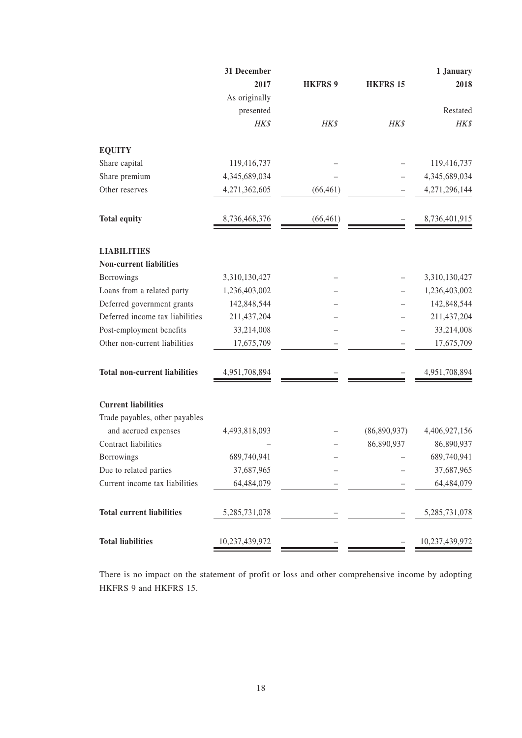| | 31 December 2017 | HKFRS 9 | HKFRS 15 | 1 January 2018 |
|---|---|---|---|---|
| | As originally presented | | | Restated |
| | *HK$* | *HK$* | *HK$* | *HK$* |
| **EQUITY** | | | | |
| Share capital | 119,416,737 | – | – | 119,416,737 |
| Share premium | 4,345,689,034 | – | – | 4,345,689,034 |
| Other reserves | 4,271,362,605 | (66,461) | – | 4,271,296,144 |
| **Total equity** | 8,736,468,376 | (66,461) | – | 8,736,401,915 |
| **LIABILITIES** | | | | |
| **Non-current liabilities** | | | | |
| Borrowings | 3,310,130,427 | – | – | 3,310,130,427 |
| Loans from a related party | 1,236,403,002 | – | – | 1,236,403,002 |
| Deferred government grants | 142,848,544 | – | – | 142,848,544 |
| Deferred income tax liabilities | 211,437,204 | – | – | 211,437,204 |
| Post-employment benefits | 33,214,008 | – | – | 33,214,008 |
| Other non-current liabilities | 17,675,709 | – | – | 17,675,709 |
| **Total non-current liabilities** | 4,951,708,894 | – | – | 4,951,708,894 |
| **Current liabilities** | | | | |
| Trade payables, other payables and accrued expenses | 4,493,818,093 | – | (86,890,937) | 4,406,927,156 |
| Contract liabilities | – | – | 86,890,937 | 86,890,937 |
| Borrowings | 689,740,941 | – | – | 689,740,941 |
| Due to related parties | 37,687,965 | – | – | 37,687,965 |
| Current income tax liabilities | 64,484,079 | – | – | 64,484,079 |
| **Total current liabilities** | 5,285,731,078 | – | – | 5,285,731,078 |
| **Total liabilities** | 10,237,439,972 | – | – | 10,237,439,972 |

There is no impact on the statement of profit or loss and other comprehensive income by adopting HKFRS 9 and HKFRS 15.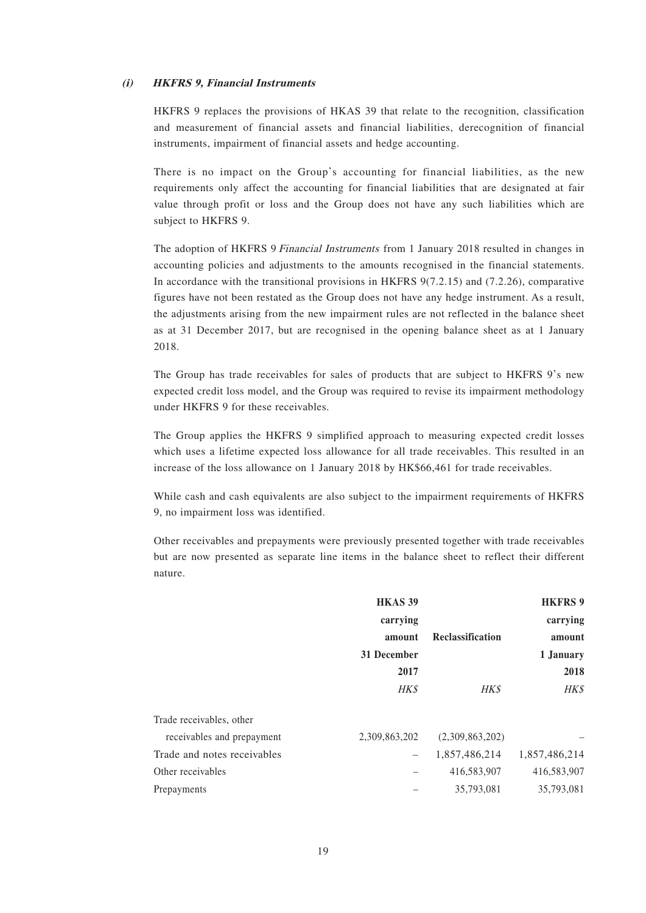### *(i) HKFRS 9, Financial Instruments*

HKFRS 9 replaces the provisions of HKAS 39 that relate to the recognition, classification and measurement of financial assets and financial liabilities, derecognition of financial instruments, impairment of financial assets and hedge accounting.

There is no impact on the Group's accounting for financial liabilities, as the new requirements only affect the accounting for financial liabilities that are designated at fair value through profit or loss and the Group does not have any such liabilities which are subject to HKFRS 9.

The adoption of HKFRS 9 *Financial Instruments* from 1 January 2018 resulted in changes in accounting policies and adjustments to the amounts recognised in the financial statements. In accordance with the transitional provisions in HKFRS 9(7.2.15) and (7.2.26), comparative figures have not been restated as the Group does not have any hedge instrument. As a result, the adjustments arising from the new impairment rules are not reflected in the balance sheet as at 31 December 2017, but are recognised in the opening balance sheet as at 1 January 2018.

The Group has trade receivables for sales of products that are subject to HKFRS 9's new expected credit loss model, and the Group was required to revise its impairment methodology under HKFRS 9 for these receivables.

The Group applies the HKFRS 9 simplified approach to measuring expected credit losses which uses a lifetime expected loss allowance for all trade receivables. This resulted in an increase of the loss allowance on 1 January 2018 by HK$66,461 for trade receivables.

While cash and cash equivalents are also subject to the impairment requirements of HKFRS 9, no impairment loss was identified.

Other receivables and prepayments were previously presented together with trade receivables but are now presented as separate line items in the balance sheet to reflect their different nature.

| | **HKAS 39 carrying amount 31 December 2017** | **Reclassification** | **HKFRS 9 carrying amount 1 January 2018** |
|---|---|---|---|
| | *HK$* | *HK$* | *HK$* |
| Trade receivables, other receivables and prepayment | 2,309,863,202 | (2,309,863,202) | – |
| Trade and notes receivables | – | 1,857,486,214 | 1,857,486,214 |
| Other receivables | – | 416,583,907 | 416,583,907 |
| Prepayments | – | 35,793,081 | 35,793,081 |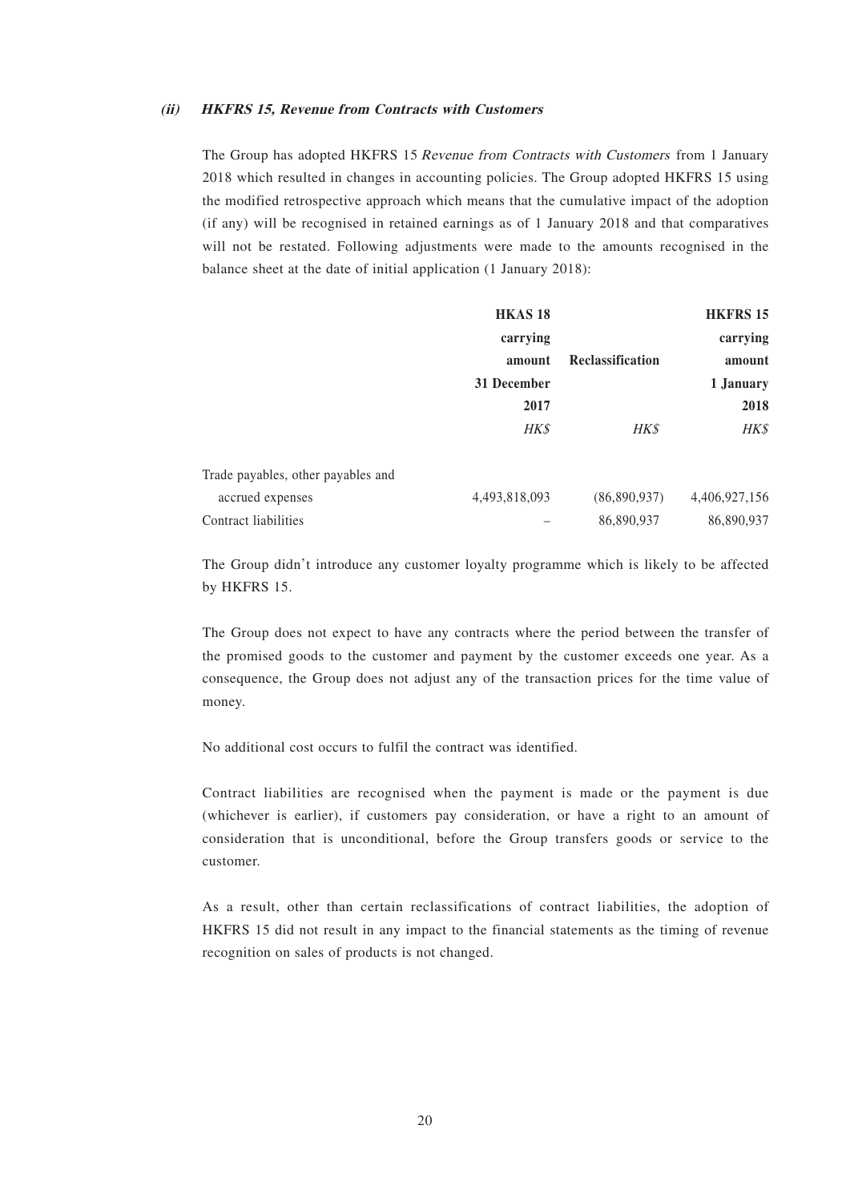#### *(ii) HKFRS 15, Revenue from Contracts with Customers*

The Group has adopted HKFRS 15 *Revenue from Contracts with Customers* from 1 January 2018 which resulted in changes in accounting policies. The Group adopted HKFRS 15 using the modified retrospective approach which means that the cumulative impact of the adoption (if any) will be recognised in retained earnings as of 1 January 2018 and that comparatives will not be restated. Following adjustments were made to the amounts recognised in the balance sheet at the date of initial application (1 January 2018):

| | HKAS 18 carrying amount 31 December 2017 | Reclassification | HKFRS 15 carrying amount 1 January 2018 |
|---|---|---|---|
| | *HK$* | *HK$* | *HK$* |
| Trade payables, other payables and accrued expenses | 4,493,818,093 | (86,890,937) | 4,406,927,156 |
| Contract liabilities | – | 86,890,937 | 86,890,937 |

The Group didn't introduce any customer loyalty programme which is likely to be affected by HKFRS 15.

The Group does not expect to have any contracts where the period between the transfer of the promised goods to the customer and payment by the customer exceeds one year. As a consequence, the Group does not adjust any of the transaction prices for the time value of money.

No additional cost occurs to fulfil the contract was identified.

Contract liabilities are recognised when the payment is made or the payment is due (whichever is earlier), if customers pay consideration, or have a right to an amount of consideration that is unconditional, before the Group transfers goods or service to the customer.

As a result, other than certain reclassifications of contract liabilities, the adoption of HKFRS 15 did not result in any impact to the financial statements as the timing of revenue recognition on sales of products is not changed.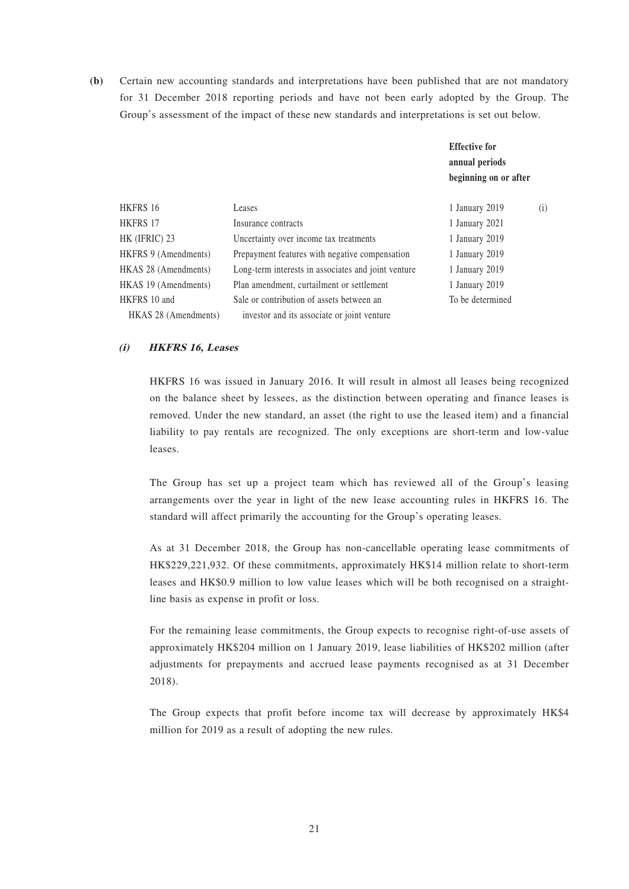**(b)** Certain new accounting standards and interpretations have been published that are not mandatory for 31 December 2018 reporting periods and have not been early adopted by the Group. The Group's assessment of the impact of these new standards and interpretations is set out below.

| | | Effective for annual periods beginning on or after | |
|---|---|---|---|
| HKFRS 16 | Leases | 1 January 2019 | (i) |
| HKFRS 17 | Insurance contracts | 1 January 2021 | |
| HK (IFRIC) 23 | Uncertainty over income tax treatments | 1 January 2019 | |
| HKFRS 9 (Amendments) | Prepayment features with negative compensation | 1 January 2019 | |
| HKAS 28 (Amendments) | Long-term interests in associates and joint venture | 1 January 2019 | |
| HKAS 19 (Amendments) | Plan amendment, curtailment or settlement | 1 January 2019 | |
| HKFRS 10 and HKAS 28 (Amendments) | Sale or contribution of assets between an investor and its associate or joint venture | To be determined | |

***(i) HKFRS 16, Leases***

HKFRS 16 was issued in January 2016. It will result in almost all leases being recognized on the balance sheet by lessees, as the distinction between operating and finance leases is removed. Under the new standard, an asset (the right to use the leased item) and a financial liability to pay rentals are recognized. The only exceptions are short-term and low-value leases.

The Group has set up a project team which has reviewed all of the Group's leasing arrangements over the year in light of the new lease accounting rules in HKFRS 16. The standard will affect primarily the accounting for the Group's operating leases.

As at 31 December 2018, the Group has non-cancellable operating lease commitments of HK$229,221,932. Of these commitments, approximately HK$14 million relate to short-term leases and HK$0.9 million to low value leases which will be both recognised on a straight-line basis as expense in profit or loss.

For the remaining lease commitments, the Group expects to recognise right-of-use assets of approximately HK$204 million on 1 January 2019, lease liabilities of HK$202 million (after adjustments for prepayments and accrued lease payments recognised as at 31 December 2018).

The Group expects that profit before income tax will decrease by approximately HK$4 million for 2019 as a result of adopting the new rules.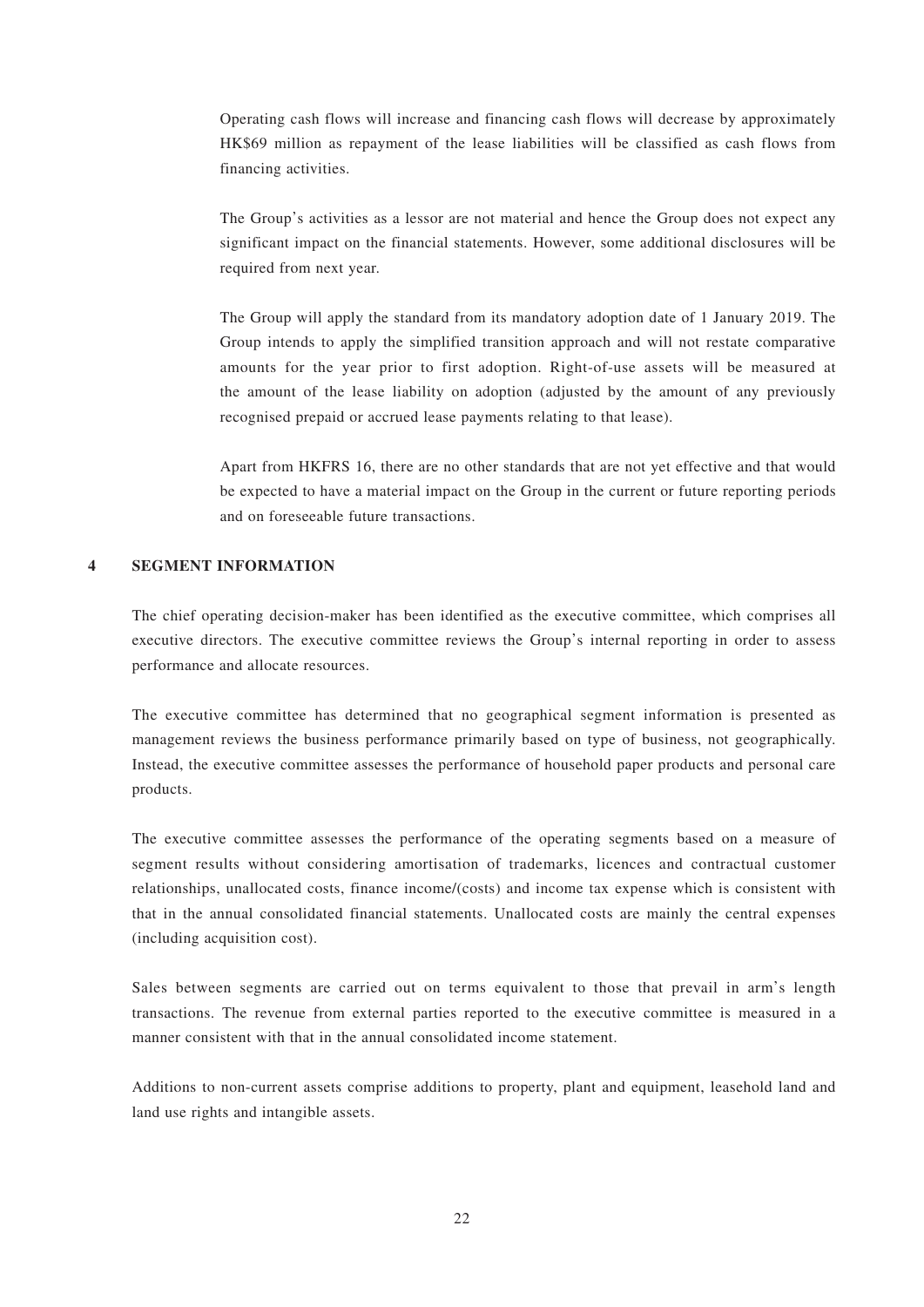Operating cash flows will increase and financing cash flows will decrease by approximately HK$69 million as repayment of the lease liabilities will be classified as cash flows from financing activities.

The Group's activities as a lessor are not material and hence the Group does not expect any significant impact on the financial statements. However, some additional disclosures will be required from next year.

The Group will apply the standard from its mandatory adoption date of 1 January 2019. The Group intends to apply the simplified transition approach and will not restate comparative amounts for the year prior to first adoption. Right-of-use assets will be measured at the amount of the lease liability on adoption (adjusted by the amount of any previously recognised prepaid or accrued lease payments relating to that lease).

Apart from HKFRS 16, there are no other standards that are not yet effective and that would be expected to have a material impact on the Group in the current or future reporting periods and on foreseeable future transactions.

## 4 SEGMENT INFORMATION

The chief operating decision-maker has been identified as the executive committee, which comprises all executive directors. The executive committee reviews the Group's internal reporting in order to assess performance and allocate resources.

The executive committee has determined that no geographical segment information is presented as management reviews the business performance primarily based on type of business, not geographically. Instead, the executive committee assesses the performance of household paper products and personal care products.

The executive committee assesses the performance of the operating segments based on a measure of segment results without considering amortisation of trademarks, licences and contractual customer relationships, unallocated costs, finance income/(costs) and income tax expense which is consistent with that in the annual consolidated financial statements. Unallocated costs are mainly the central expenses (including acquisition cost).

Sales between segments are carried out on terms equivalent to those that prevail in arm's length transactions. The revenue from external parties reported to the executive committee is measured in a manner consistent with that in the annual consolidated income statement.

Additions to non-current assets comprise additions to property, plant and equipment, leasehold land and land use rights and intangible assets.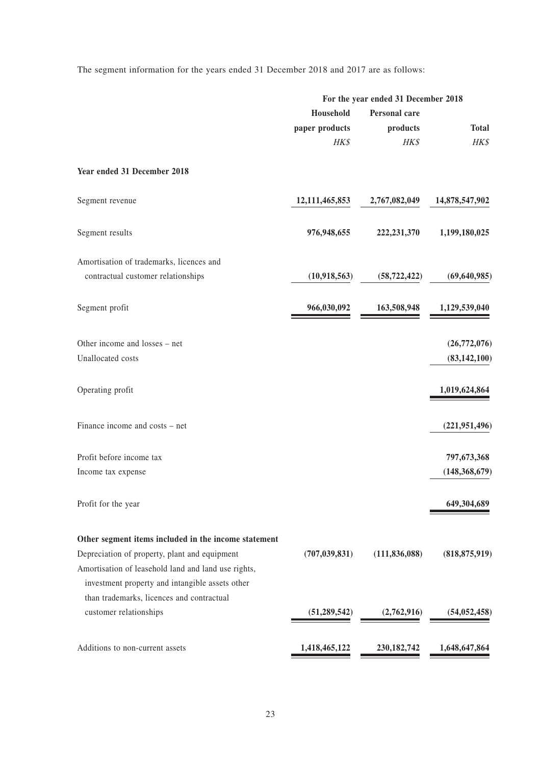The segment information for the years ended 31 December 2018 and 2017 are as follows:

| | For the year ended 31 December 2018 | | |
|---|---|---|---|
| | **Household paper products** | **Personal care products** | **Total** |
| | *HK$* | *HK$* | *HK$* |
| **Year ended 31 December 2018** | | | |
| Segment revenue | **12,111,465,853** | **2,767,082,049** | **14,878,547,902** |
| Segment results | **976,948,655** | **222,231,370** | **1,199,180,025** |
| Amortisation of trademarks, licences and contractual customer relationships | **(10,918,563)** | **(58,722,422)** | **(69,640,985)** |
| Segment profit | **966,030,092** | **163,508,948** | **1,129,539,040** |
| Other income and losses – net | | | **(26,772,076)** |
| Unallocated costs | | | **(83,142,100)** |
| Operating profit | | | **1,019,624,864** |
| Finance income and costs – net | | | **(221,951,496)** |
| Profit before income tax | | | **797,673,368** |
| Income tax expense | | | **(148,368,679)** |
| Profit for the year | | | **649,304,689** |
| **Other segment items included in the income statement** | | | |
| Depreciation of property, plant and equipment | **(707,039,831)** | **(111,836,088)** | **(818,875,919)** |
| Amortisation of leasehold land and land use rights, investment property and intangible assets other than trademarks, licences and contractual customer relationships | **(51,289,542)** | **(2,762,916)** | **(54,052,458)** |
| Additions to non-current assets | **1,418,465,122** | **230,182,742** | **1,648,647,864** |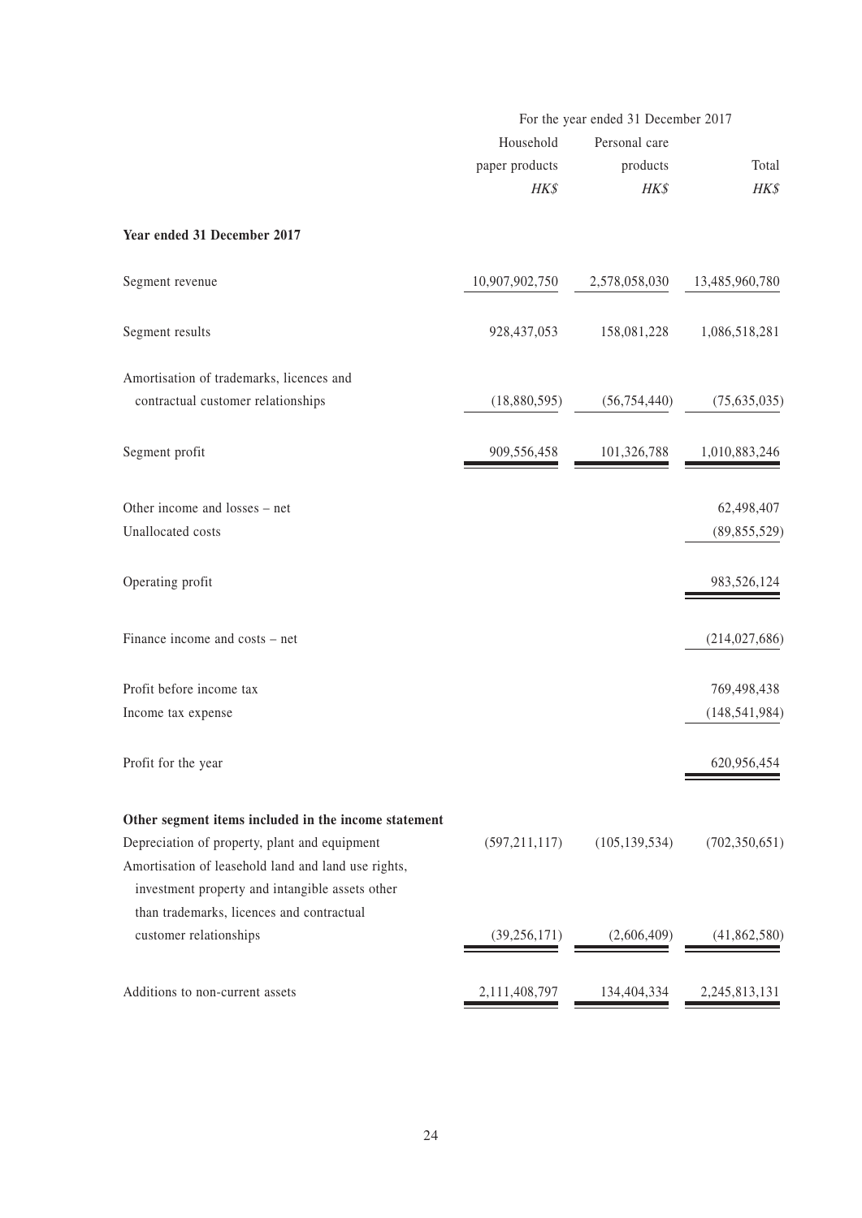| | For the year ended 31 December 2017 | | |
|---|---|---|---|
| | Household paper products | Personal care products | Total |
| | *HK$* | *HK$* | *HK$* |
| **Year ended 31 December 2017** | | | |
| Segment revenue | 10,907,902,750 | 2,578,058,030 | 13,485,960,780 |
| Segment results | 928,437,053 | 158,081,228 | 1,086,518,281 |
| Amortisation of trademarks, licences and contractual customer relationships | (18,880,595) | (56,754,440) | (75,635,035) |
| Segment profit | 909,556,458 | 101,326,788 | 1,010,883,246 |
| Other income and losses – net | | | 62,498,407 |
| Unallocated costs | | | (89,855,529) |
| Operating profit | | | 983,526,124 |
| Finance income and costs – net | | | (214,027,686) |
| Profit before income tax | | | 769,498,438 |
| Income tax expense | | | (148,541,984) |
| Profit for the year | | | 620,956,454 |
| **Other segment items included in the income statement** | | | |
| Depreciation of property, plant and equipment | (597,211,117) | (105,139,534) | (702,350,651) |
| Amortisation of leasehold land and land use rights, investment property and intangible assets other than trademarks, licences and contractual customer relationships | (39,256,171) | (2,606,409) | (41,862,580) |
| Additions to non-current assets | 2,111,408,797 | 134,404,334 | 2,245,813,131 |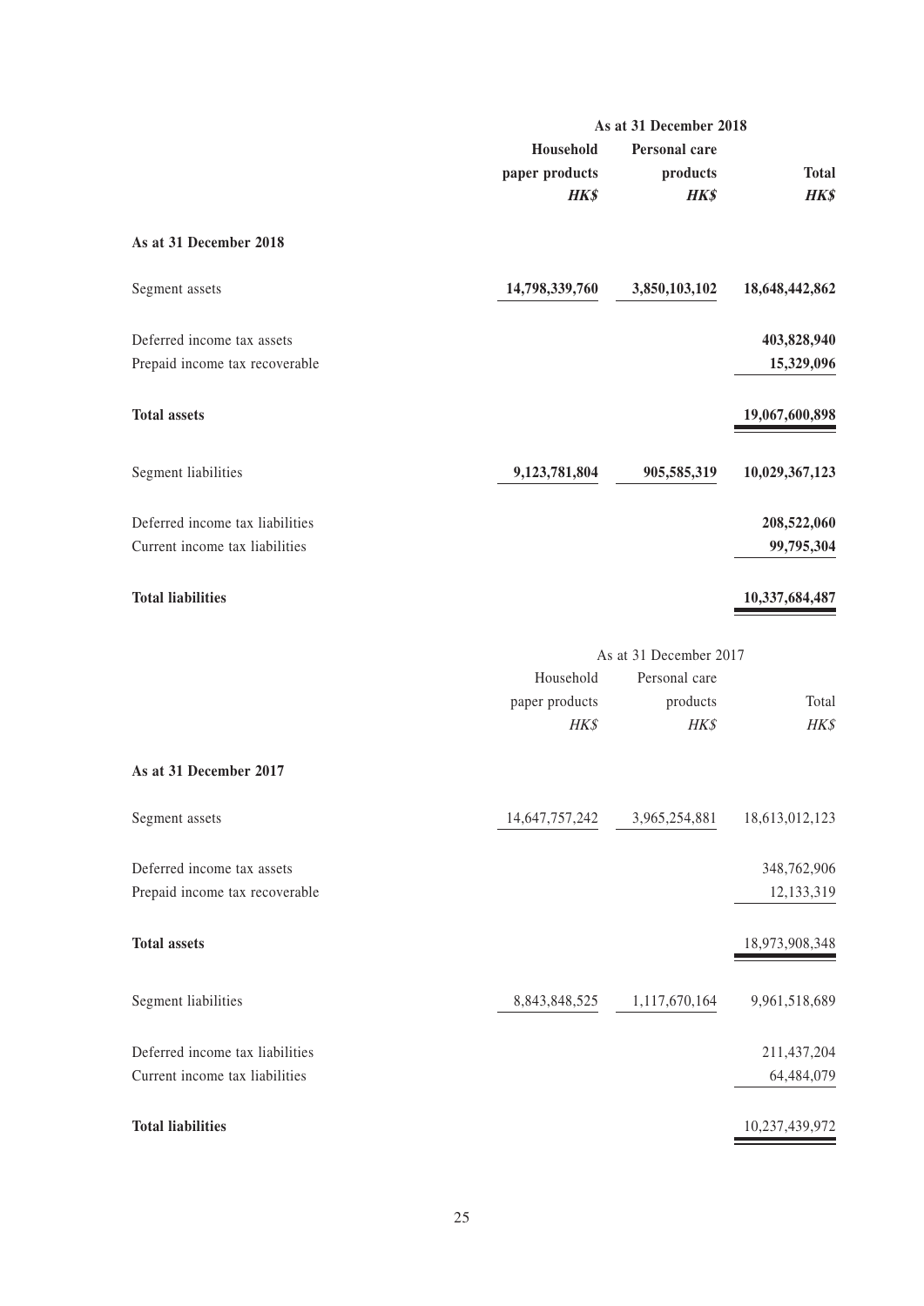| | As at 31 December 2018 | | |
|---|---|---|---|
| | **Household paper products** | **Personal care products** | **Total** |
| | ***HK$*** | ***HK$*** | ***HK$*** |
| **As at 31 December 2018** | | | |
| Segment assets | **14,798,339,760** | **3,850,103,102** | **18,648,442,862** |
| Deferred income tax assets | | | **403,828,940** |
| Prepaid income tax recoverable | | | **15,329,096** |
| **Total assets** | | | **19,067,600,898** |
| Segment liabilities | **9,123,781,804** | **905,585,319** | **10,029,367,123** |
| Deferred income tax liabilities | | | **208,522,060** |
| Current income tax liabilities | | | **99,795,304** |
| **Total liabilities** | | | **10,337,684,487** |

| | As at 31 December 2017 | | |
|---|---|---|---|
| | Household paper products | Personal care products | Total |
| | *HK$* | *HK$* | *HK$* |
| **As at 31 December 2017** | | | |
| Segment assets | 14,647,757,242 | 3,965,254,881 | 18,613,012,123 |
| Deferred income tax assets | | | 348,762,906 |
| Prepaid income tax recoverable | | | 12,133,319 |
| **Total assets** | | | 18,973,908,348 |
| Segment liabilities | 8,843,848,525 | 1,117,670,164 | 9,961,518,689 |
| Deferred income tax liabilities | | | 211,437,204 |
| Current income tax liabilities | | | 64,484,079 |
| **Total liabilities** | | | 10,237,439,972 |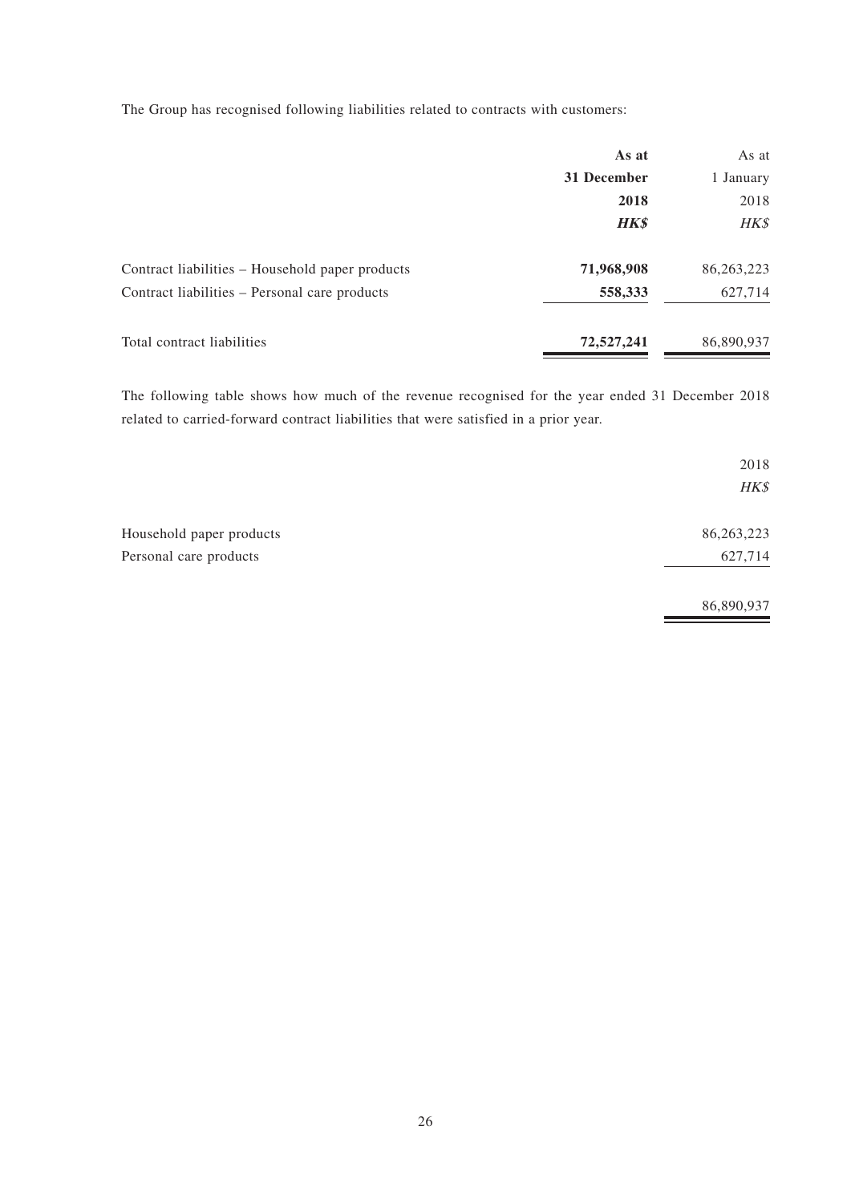The Group has recognised following liabilities related to contracts with customers:

| | **As at 31 December 2018** | As at 1 January 2018 |
|---|---|---|
| | ***HK$*** | *HK$* |
| Contract liabilities – Household paper products | **71,968,908** | 86,263,223 |
| Contract liabilities – Personal care products | **558,333** | 627,714 |
| Total contract liabilities | **72,527,241** | 86,890,937 |

The following table shows how much of the revenue recognised for the year ended 31 December 2018 related to carried-forward contract liabilities that were satisfied in a prior year.

| | 2018 |
|---|---|
| | *HK$* |
| Household paper products | 86,263,223 |
| Personal care products | 627,714 |
| | 86,890,937 |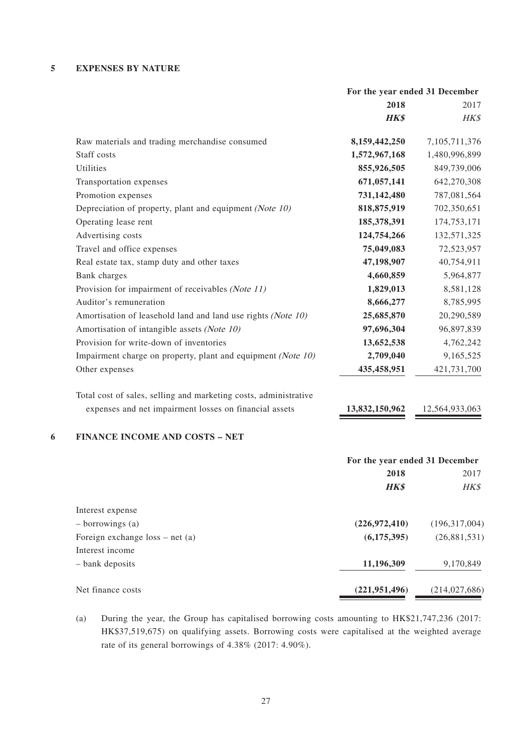## 5 EXPENSES BY NATURE

| | For the year ended 31 December | |
|---|---|---|
| | **2018** | 2017 |
| | ***HK$*** | *HK$* |
| Raw materials and trading merchandise consumed | **8,159,442,250** | 7,105,711,376 |
| Staff costs | **1,572,967,168** | 1,480,996,899 |
| Utilities | **855,926,505** | 849,739,006 |
| Transportation expenses | **671,057,141** | 642,270,308 |
| Promotion expenses | **731,142,480** | 787,081,564 |
| Depreciation of property, plant and equipment *(Note 10)* | **818,875,919** | 702,350,651 |
| Operating lease rent | **185,378,391** | 174,753,171 |
| Advertising costs | **124,754,266** | 132,571,325 |
| Travel and office expenses | **75,049,083** | 72,523,957 |
| Real estate tax, stamp duty and other taxes | **47,198,907** | 40,754,911 |
| Bank charges | **4,660,859** | 5,964,877 |
| Provision for impairment of receivables *(Note 11)* | **1,829,013** | 8,581,128 |
| Auditor's remuneration | **8,666,277** | 8,785,995 |
| Amortisation of leasehold land and land use rights *(Note 10)* | **25,685,870** | 20,290,589 |
| Amortisation of intangible assets *(Note 10)* | **97,696,304** | 96,897,839 |
| Provision for write-down of inventories | **13,652,538** | 4,762,242 |
| Impairment charge on property, plant and equipment *(Note 10)* | **2,709,040** | 9,165,525 |
| Other expenses | **435,458,951** | 421,731,700 |
| Total cost of sales, selling and marketing costs, administrative expenses and net impairment losses on financial assets | **13,832,150,962** | 12,564,933,063 |

## 6 FINANCE INCOME AND COSTS – NET

| | For the year ended 31 December | |
|---|---|---|
| | **2018** | 2017 |
| | ***HK$*** | *HK$* |
| Interest expense | | |
| – borrowings (a) | **(226,972,410)** | (196,317,004) |
| Foreign exchange loss – net (a) | **(6,175,395)** | (26,881,531) |
| Interest income | | |
| – bank deposits | **11,196,309** | 9,170,849 |
| Net finance costs | **(221,951,496)** | (214,027,686) |

(a) During the year, the Group has capitalised borrowing costs amounting to HK$21,747,236 (2017: HK$37,519,675) on qualifying assets. Borrowing costs were capitalised at the weighted average rate of its general borrowings of 4.38% (2017: 4.90%).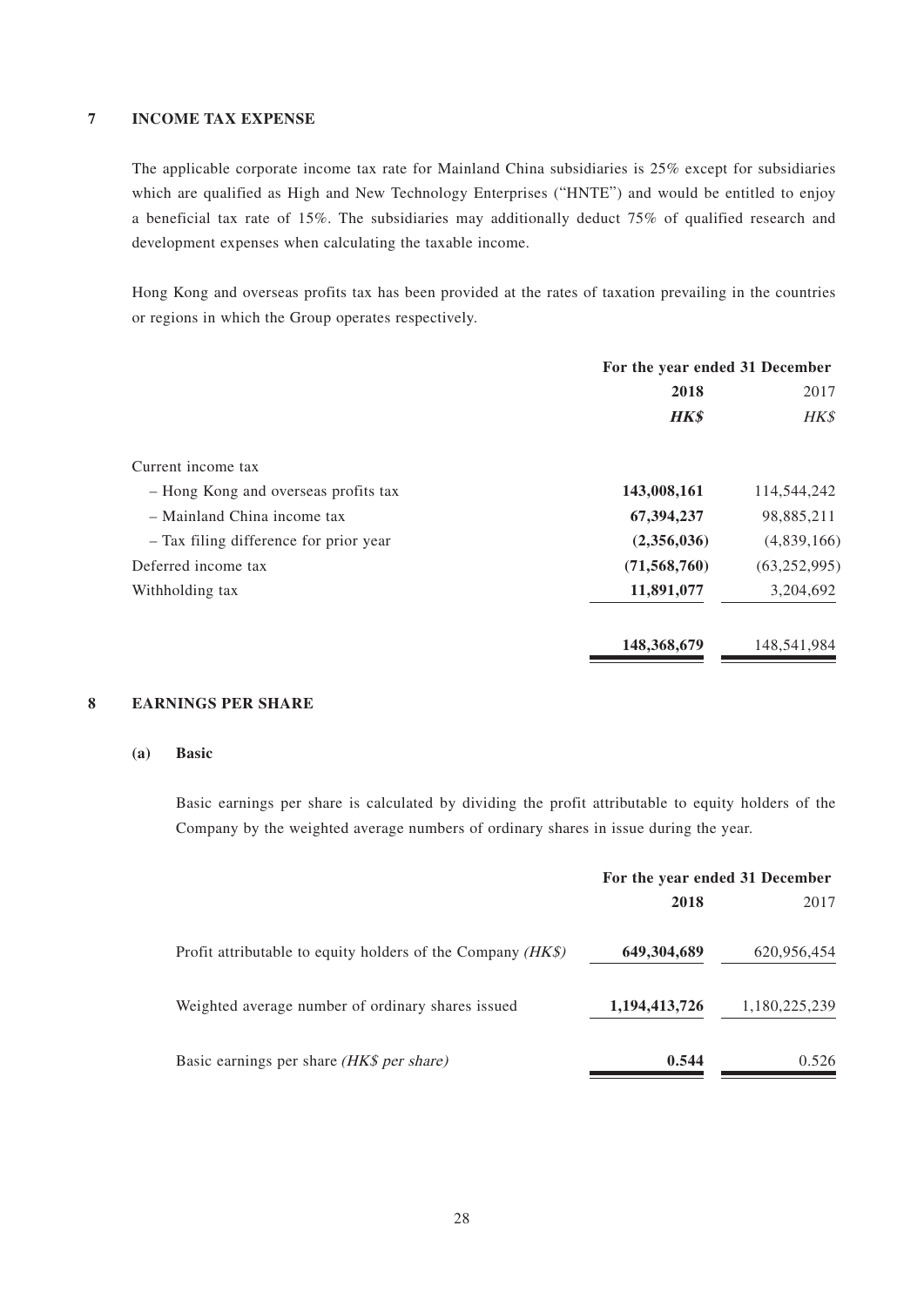## 7 INCOME TAX EXPENSE

The applicable corporate income tax rate for Mainland China subsidiaries is 25% except for subsidiaries which are qualified as High and New Technology Enterprises ("HNTE") and would be entitled to enjoy a beneficial tax rate of 15%. The subsidiaries may additionally deduct 75% of qualified research and development expenses when calculating the taxable income.

Hong Kong and overseas profits tax has been provided at the rates of taxation prevailing in the countries or regions in which the Group operates respectively.

| | For the year ended 31 December | |
|---|---|---|
| | **2018** | 2017 |
| | ***HK$*** | *HK$* |
| Current income tax | | |
| – Hong Kong and overseas profits tax | **143,008,161** | 114,544,242 |
| – Mainland China income tax | **67,394,237** | 98,885,211 |
| – Tax filing difference for prior year | **(2,356,036)** | (4,839,166) |
| Deferred income tax | **(71,568,760)** | (63,252,995) |
| Withholding tax | **11,891,077** | 3,204,692 |
| | **148,368,679** | 148,541,984 |

## 8 EARNINGS PER SHARE

### (a) Basic

Basic earnings per share is calculated by dividing the profit attributable to equity holders of the Company by the weighted average numbers of ordinary shares in issue during the year.

| | For the year ended 31 December | |
|---|---|---|
| | **2018** | 2017 |
| Profit attributable to equity holders of the Company *(HK$)* | **649,304,689** | 620,956,454 |
| Weighted average number of ordinary shares issued | **1,194,413,726** | 1,180,225,239 |
| Basic earnings per share *(HK$ per share)* | **0.544** | 0.526 |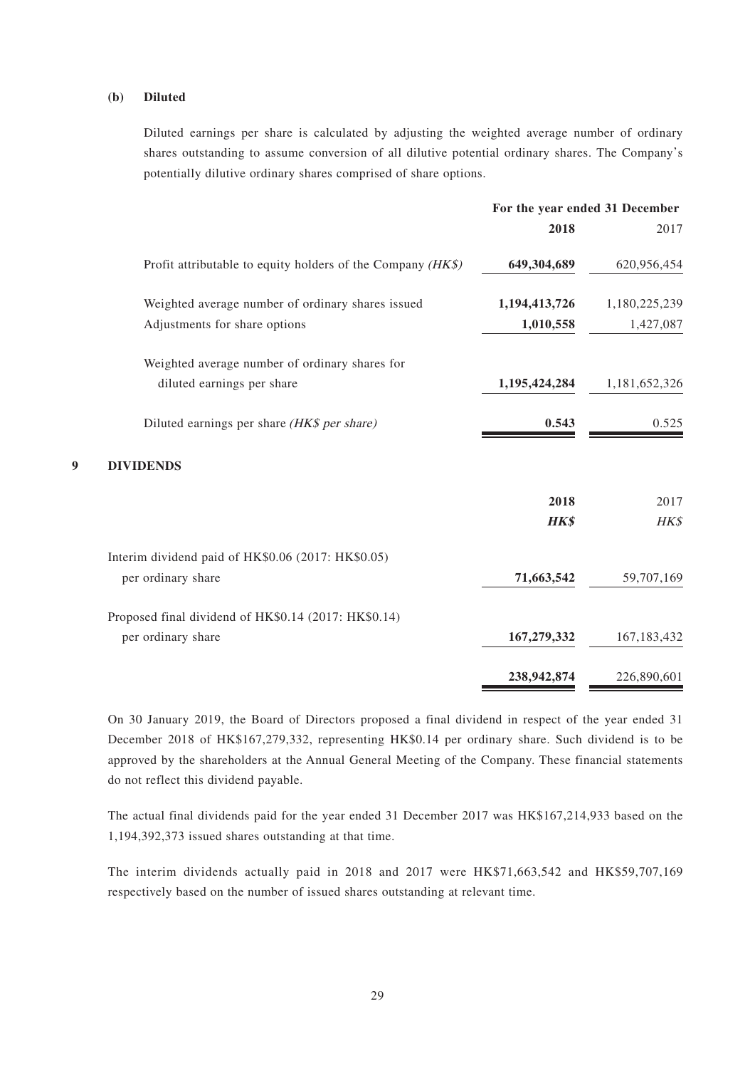**(b) Diluted**

Diluted earnings per share is calculated by adjusting the weighted average number of ordinary shares outstanding to assume conversion of all dilutive potential ordinary shares. The Company's potentially dilutive ordinary shares comprised of share options.

| | For the year ended 31 December | |
|---|---|---|
| | **2018** | 2017 |
| Profit attributable to equity holders of the Company *(HK$)* | **649,304,689** | 620,956,454 |
| Weighted average number of ordinary shares issued | **1,194,413,726** | 1,180,225,239 |
| Adjustments for share options | **1,010,558** | 1,427,087 |
| Weighted average number of ordinary shares for diluted earnings per share | **1,195,424,284** | 1,181,652,326 |
| Diluted earnings per share *(HK$ per share)* | **0.543** | 0.525 |

## 9 DIVIDENDS

| | **2018** | 2017 |
|---|---|---|
| | ***HK$*** | *HK$* |
| Interim dividend paid of HK$0.06 (2017: HK$0.05) per ordinary share | **71,663,542** | 59,707,169 |
| Proposed final dividend of HK$0.14 (2017: HK$0.14) per ordinary share | **167,279,332** | 167,183,432 |
| | **238,942,874** | 226,890,601 |

On 30 January 2019, the Board of Directors proposed a final dividend in respect of the year ended 31 December 2018 of HK$167,279,332, representing HK$0.14 per ordinary share. Such dividend is to be approved by the shareholders at the Annual General Meeting of the Company. These financial statements do not reflect this dividend payable.

The actual final dividends paid for the year ended 31 December 2017 was HK$167,214,933 based on the 1,194,392,373 issued shares outstanding at that time.

The interim dividends actually paid in 2018 and 2017 were HK$71,663,542 and HK$59,707,169 respectively based on the number of issued shares outstanding at relevant time.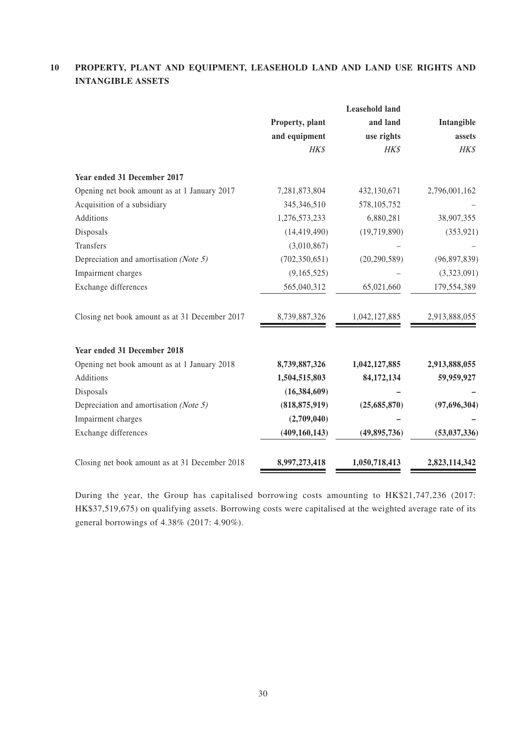## 10 PROPERTY, PLANT AND EQUIPMENT, LEASEHOLD LAND AND LAND USE RIGHTS AND INTANGIBLE ASSETS

| | Property, plant and equipment | Leasehold land and land use rights | Intangible assets |
|---|---|---|---|
| | *HK$* | *HK$* | *HK$* |
| **Year ended 31 December 2017** | | | |
| Opening net book amount as at 1 January 2017 | 7,281,873,804 | 432,130,671 | 2,796,001,162 |
| Acquisition of a subsidiary | 345,346,510 | 578,105,752 | – |
| Additions | 1,276,573,233 | 6,880,281 | 38,907,355 |
| Disposals | (14,419,490) | (19,719,890) | (353,921) |
| Transfers | (3,010,867) | – | – |
| Depreciation and amortisation *(Note 5)* | (702,350,651) | (20,290,589) | (96,897,839) |
| Impairment charges | (9,165,525) | – | (3,323,091) |
| Exchange differences | 565,040,312 | 65,021,660 | 179,554,389 |
| Closing net book amount as at 31 December 2017 | 8,739,887,326 | 1,042,127,885 | 2,913,888,055 |
| **Year ended 31 December 2018** | | | |
| Opening net book amount as at 1 January 2018 | **8,739,887,326** | **1,042,127,885** | **2,913,888,055** |
| Additions | **1,504,515,803** | **84,172,134** | **59,959,927** |
| Disposals | **(16,384,609)** | **–** | **–** |
| Depreciation and amortisation *(Note 5)* | **(818,875,919)** | **(25,685,870)** | **(97,696,304)** |
| Impairment charges | **(2,709,040)** | **–** | **–** |
| Exchange differences | **(409,160,143)** | **(49,895,736)** | **(53,037,336)** |
| Closing net book amount as at 31 December 2018 | **8,997,273,418** | **1,050,718,413** | **2,823,114,342** |

During the year, the Group has capitalised borrowing costs amounting to HK$21,747,236 (2017: HK$37,519,675) on qualifying assets. Borrowing costs were capitalised at the weighted average rate of its general borrowings of 4.38% (2017: 4.90%).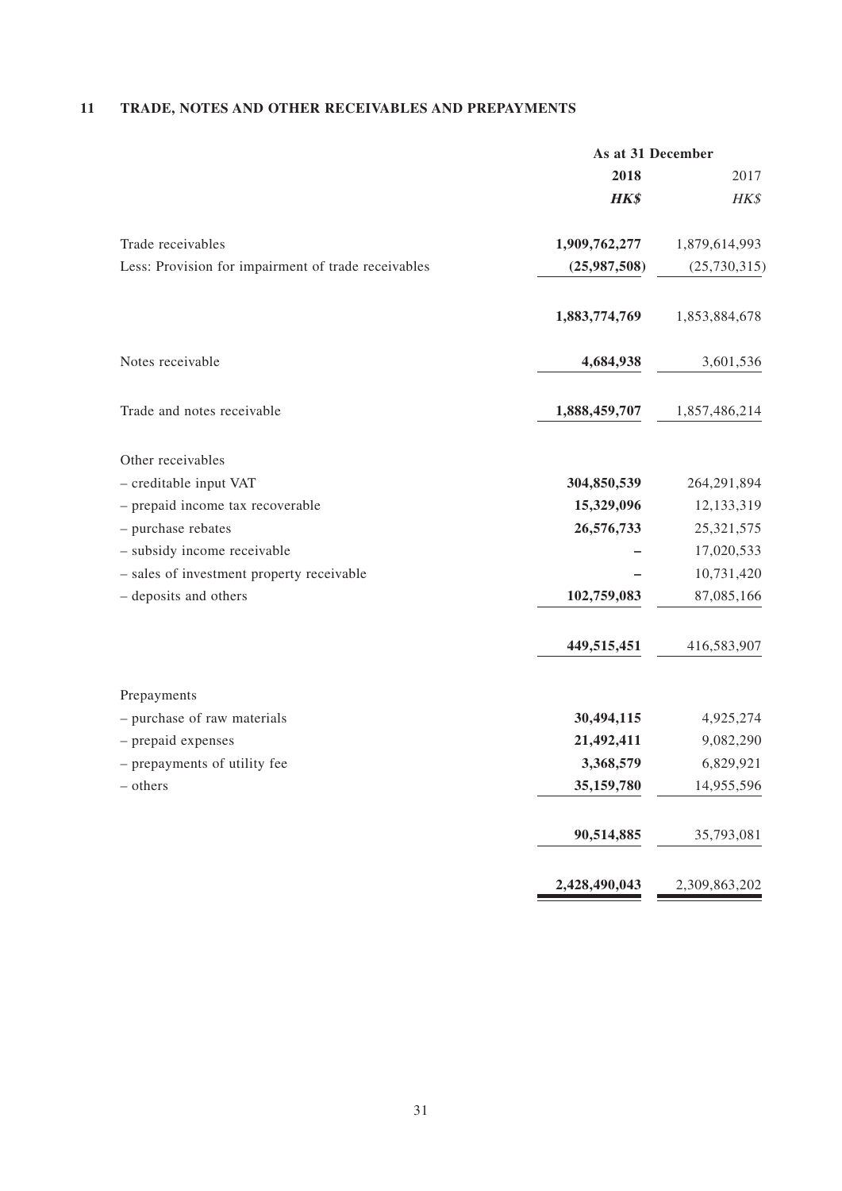## 11 TRADE, NOTES AND OTHER RECEIVABLES AND PREPAYMENTS

| | As at 31 December | |
|---|---|---|
| | **2018** | 2017 |
| | ***HK$*** | *HK$* |
| Trade receivables | **1,909,762,277** | 1,879,614,993 |
| Less: Provision for impairment of trade receivables | **(25,987,508)** | (25,730,315) |
| | **1,883,774,769** | 1,853,884,678 |
| Notes receivable | **4,684,938** | 3,601,536 |
| Trade and notes receivable | **1,888,459,707** | 1,857,486,214 |
| Other receivables | | |
| – creditable input VAT | **304,850,539** | 264,291,894 |
| – prepaid income tax recoverable | **15,329,096** | 12,133,319 |
| – purchase rebates | **26,576,733** | 25,321,575 |
| – subsidy income receivable | **–** | 17,020,533 |
| – sales of investment property receivable | **–** | 10,731,420 |
| – deposits and others | **102,759,083** | 87,085,166 |
| | **449,515,451** | 416,583,907 |
| Prepayments | | |
| – purchase of raw materials | **30,494,115** | 4,925,274 |
| – prepaid expenses | **21,492,411** | 9,082,290 |
| – prepayments of utility fee | **3,368,579** | 6,829,921 |
| – others | **35,159,780** | 14,955,596 |
| | **90,514,885** | 35,793,081 |
| | **2,428,490,043** | 2,309,863,202 |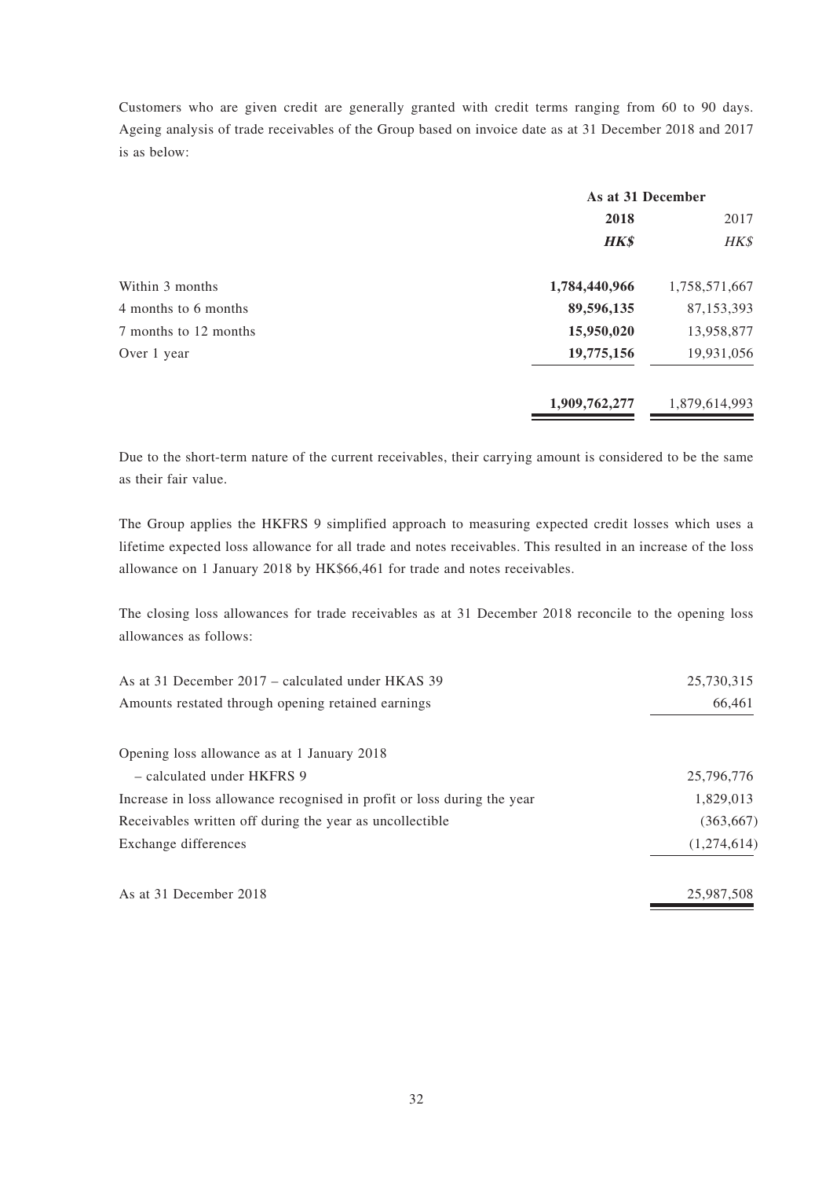Customers who are given credit are generally granted with credit terms ranging from 60 to 90 days. Ageing analysis of trade receivables of the Group based on invoice date as at 31 December 2018 and 2017 is as below:

| | As at 31 December | |
|---|---|---|
| | **2018** | 2017 |
| | ***HK$*** | *HK$* |
| Within 3 months | **1,784,440,966** | 1,758,571,667 |
| 4 months to 6 months | **89,596,135** | 87,153,393 |
| 7 months to 12 months | **15,950,020** | 13,958,877 |
| Over 1 year | **19,775,156** | 19,931,056 |
| | **1,909,762,277** | 1,879,614,993 |

Due to the short-term nature of the current receivables, their carrying amount is considered to be the same as their fair value.

The Group applies the HKFRS 9 simplified approach to measuring expected credit losses which uses a lifetime expected loss allowance for all trade and notes receivables. This resulted in an increase of the loss allowance on 1 January 2018 by HK$66,461 for trade and notes receivables.

The closing loss allowances for trade receivables as at 31 December 2018 reconcile to the opening loss allowances as follows:

| | |
|---|---|
| As at 31 December 2017 – calculated under HKAS 39 | 25,730,315 |
| Amounts restated through opening retained earnings | 66,461 |
| Opening loss allowance as at 1 January 2018 | |
| – calculated under HKFRS 9 | 25,796,776 |
| Increase in loss allowance recognised in profit or loss during the year | 1,829,013 |
| Receivables written off during the year as uncollectible | (363,667) |
| Exchange differences | (1,274,614) |
| As at 31 December 2018 | 25,987,508 |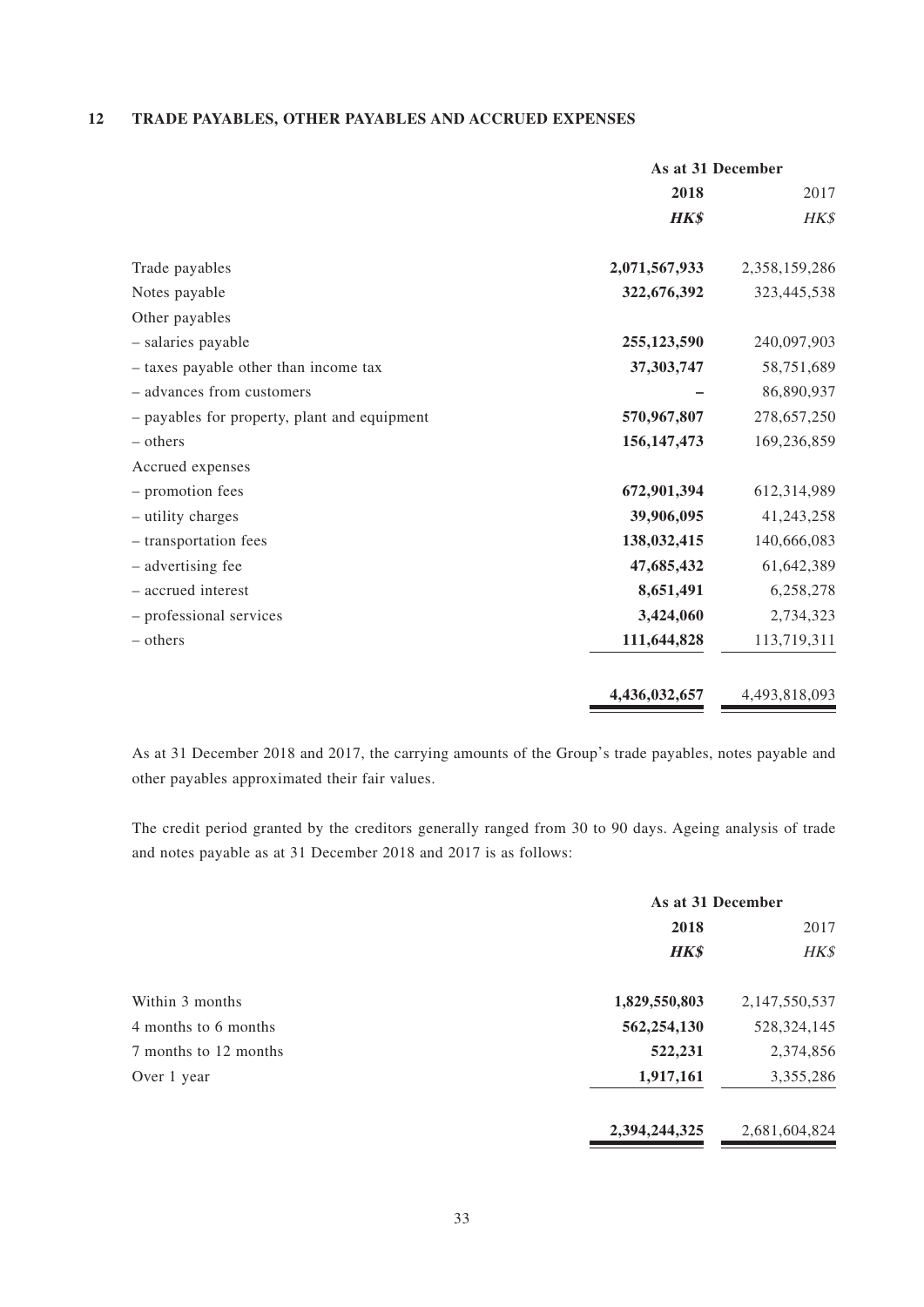## 12 TRADE PAYABLES, OTHER PAYABLES AND ACCRUED EXPENSES

| | As at 31 December | |
|---|---|---|
| | **2018** | 2017 |
| | ***HK$*** | *HK$* |
| Trade payables | **2,071,567,933** | 2,358,159,286 |
| Notes payable | **322,676,392** | 323,445,538 |
| Other payables | | |
| – salaries payable | **255,123,590** | 240,097,903 |
| – taxes payable other than income tax | **37,303,747** | 58,751,689 |
| – advances from customers | **–** | 86,890,937 |
| – payables for property, plant and equipment | **570,967,807** | 278,657,250 |
| – others | **156,147,473** | 169,236,859 |
| Accrued expenses | | |
| – promotion fees | **672,901,394** | 612,314,989 |
| – utility charges | **39,906,095** | 41,243,258 |
| – transportation fees | **138,032,415** | 140,666,083 |
| – advertising fee | **47,685,432** | 61,642,389 |
| – accrued interest | **8,651,491** | 6,258,278 |
| – professional services | **3,424,060** | 2,734,323 |
| – others | **111,644,828** | 113,719,311 |
| | **4,436,032,657** | 4,493,818,093 |

As at 31 December 2018 and 2017, the carrying amounts of the Group's trade payables, notes payable and other payables approximated their fair values.

The credit period granted by the creditors generally ranged from 30 to 90 days. Ageing analysis of trade and notes payable as at 31 December 2018 and 2017 is as follows:

| | As at 31 December | |
|---|---|---|
| | **2018** | 2017 |
| | ***HK$*** | *HK$* |
| Within 3 months | **1,829,550,803** | 2,147,550,537 |
| 4 months to 6 months | **562,254,130** | 528,324,145 |
| 7 months to 12 months | **522,231** | 2,374,856 |
| Over 1 year | **1,917,161** | 3,355,286 |
| | **2,394,244,325** | 2,681,604,824 |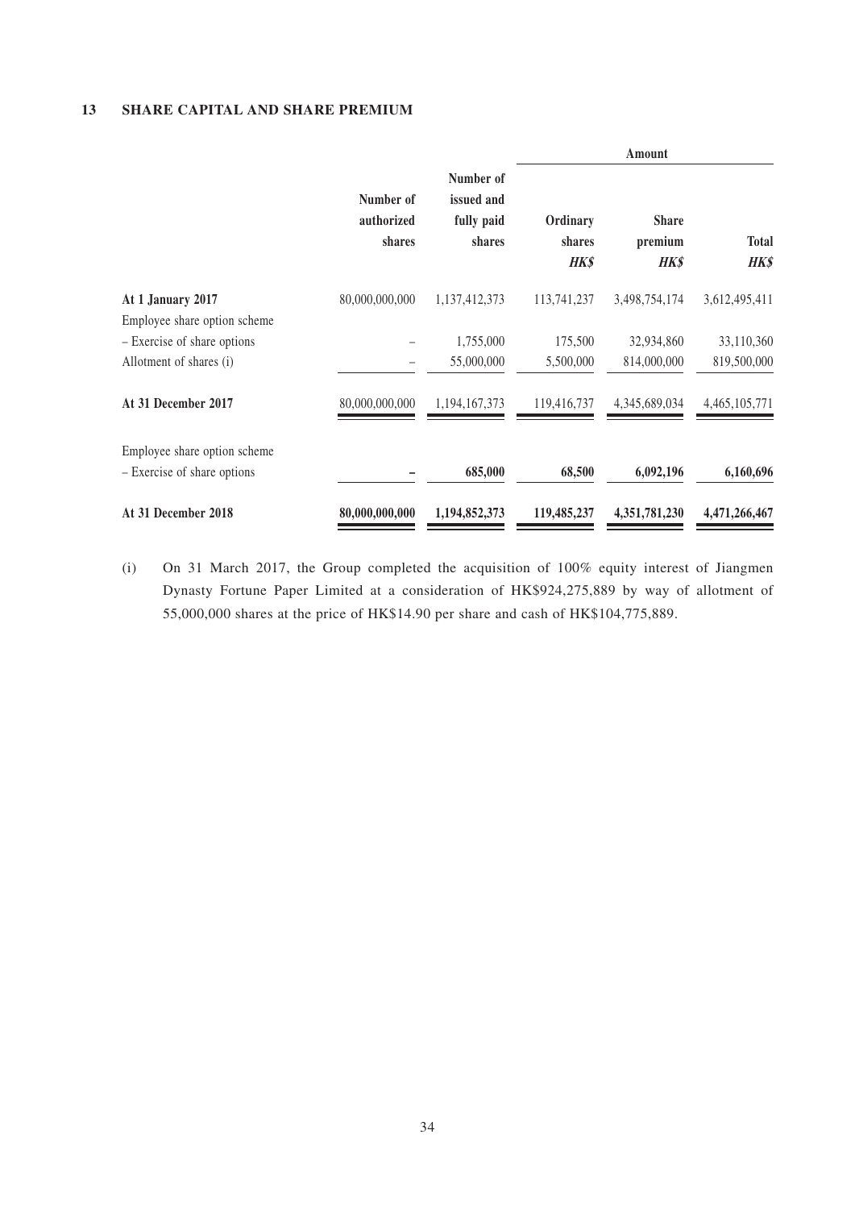## 13 SHARE CAPITAL AND SHARE PREMIUM

| | Number of authorized shares | Number of issued and fully paid shares | Amount | | |
|---|---|---|---|---|---|
| | | | Ordinary shares | Share premium | Total |
| | | | *HK$* | *HK$* | *HK$* |
| **At 1 January 2017** | 80,000,000,000 | 1,137,412,373 | 113,741,237 | 3,498,754,174 | 3,612,495,411 |
| Employee share option scheme | | | | | |
| – Exercise of share options | – | 1,755,000 | 175,500 | 32,934,860 | 33,110,360 |
| Allotment of shares (i) | – | 55,000,000 | 5,500,000 | 814,000,000 | 819,500,000 |
| **At 31 December 2017** | 80,000,000,000 | 1,194,167,373 | 119,416,737 | 4,345,689,034 | 4,465,105,771 |
| Employee share option scheme | | | | | |
| – Exercise of share options | **–** | **685,000** | **68,500** | **6,092,196** | **6,160,696** |
| **At 31 December 2018** | **80,000,000,000** | **1,194,852,373** | **119,485,237** | **4,351,781,230** | **4,471,266,467** |

(i) On 31 March 2017, the Group completed the acquisition of 100% equity interest of Jiangmen Dynasty Fortune Paper Limited at a consideration of HK$924,275,889 by way of allotment of 55,000,000 shares at the price of HK$14.90 per share and cash of HK$104,775,889.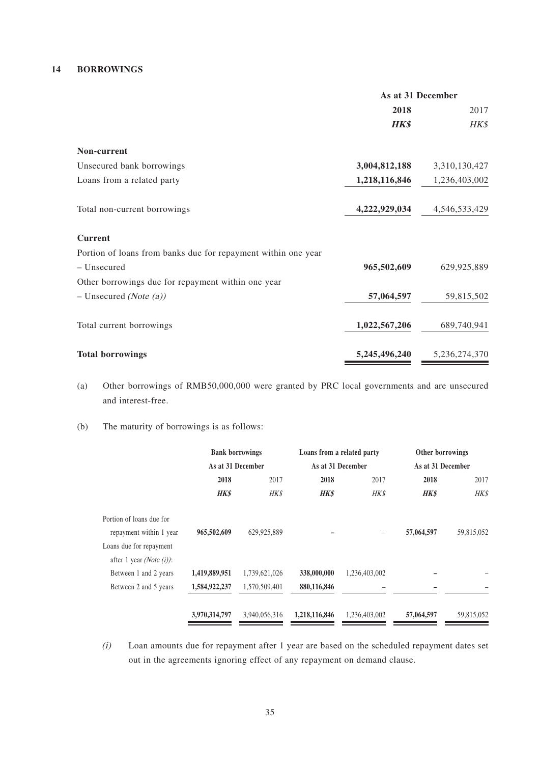## 14 BORROWINGS

| | As at 31 December | |
|---|---|---|
| | **2018** | 2017 |
| | ***HK$*** | *HK$* |
| **Non-current** | | |
| Unsecured bank borrowings | **3,004,812,188** | 3,310,130,427 |
| Loans from a related party | **1,218,116,846** | 1,236,403,002 |
| Total non-current borrowings | **4,222,929,034** | 4,546,533,429 |
| **Current** | | |
| Portion of loans from banks due for repayment within one year | | |
| – Unsecured | **965,502,609** | 629,925,889 |
| Other borrowings due for repayment within one year | | |
| – Unsecured *(Note (a))* | **57,064,597** | 59,815,502 |
| Total current borrowings | **1,022,567,206** | 689,740,941 |
| **Total borrowings** | **5,245,496,240** | 5,236,274,370 |

(a) Other borrowings of RMB50,000,000 were granted by PRC local governments and are unsecured and interest-free.

(b) The maturity of borrowings is as follows:

| | Bank borrowings As at 31 December | | Loans from a related party As at 31 December | | Other borrowings As at 31 December | |
|---|---|---|---|---|---|---|
| | **2018** | 2017 | **2018** | 2017 | **2018** | 2017 |
| | ***HK$*** | *HK$* | ***HK$*** | *HK$* | ***HK$*** | *HK$* |
| Portion of loans due for repayment within 1 year | **965,502,609** | 629,925,889 | **–** | – | **57,064,597** | 59,815,052 |
| Loans due for repayment after 1 year *(Note (i))*: | | | | | | |
| Between 1 and 2 years | **1,419,889,951** | 1,739,621,026 | **338,000,000** | 1,236,403,002 | **–** | – |
| Between 2 and 5 years | **1,584,922,237** | 1,570,509,401 | **880,116,846** | – | **–** | – |
| | **3,970,314,797** | 3,940,056,316 | **1,218,116,846** | 1,236,403,002 | **57,064,597** | 59,815,052 |

*(i)* Loan amounts due for repayment after 1 year are based on the scheduled repayment dates set out in the agreements ignoring effect of any repayment on demand clause.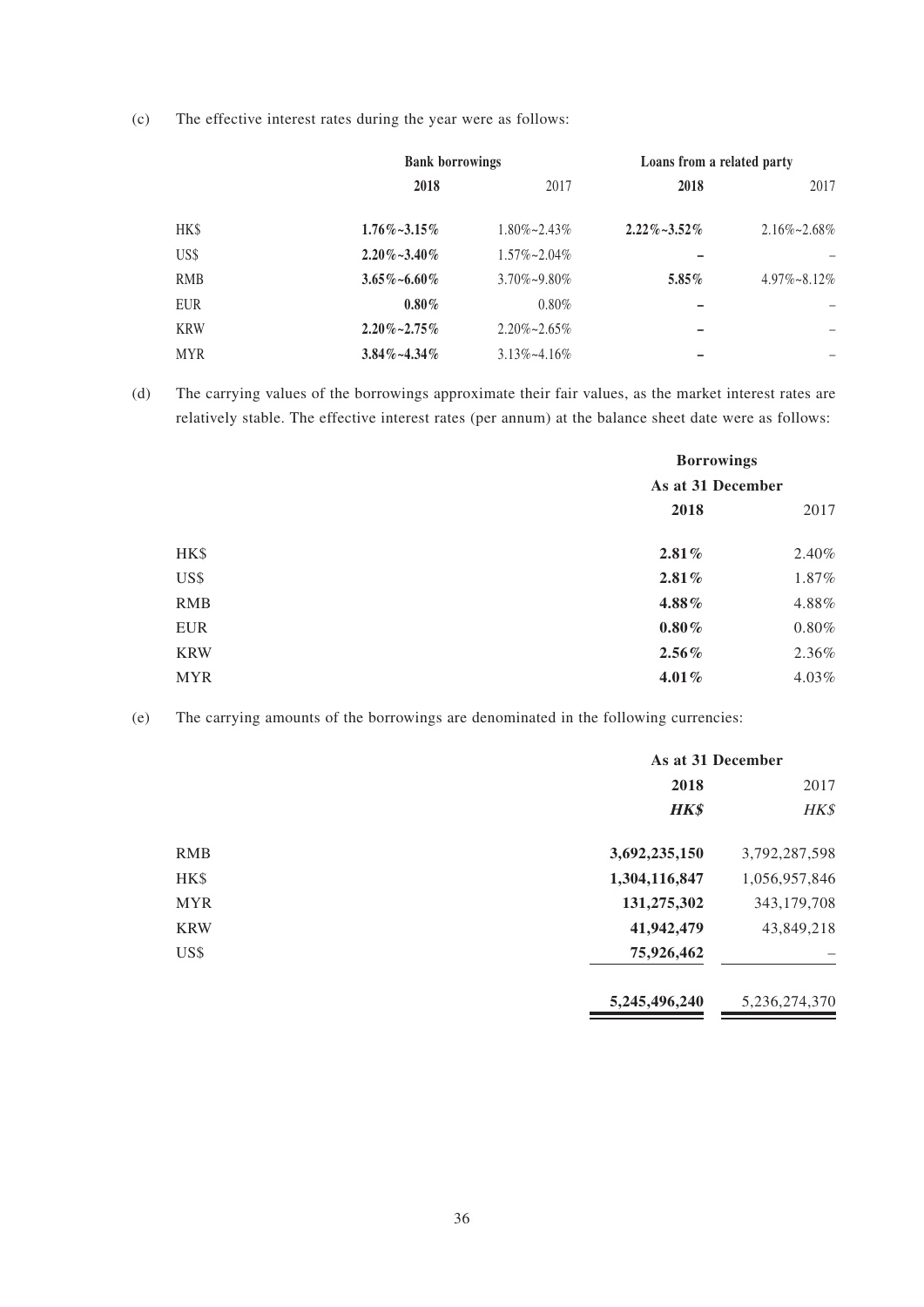(c) The effective interest rates during the year were as follows:

| | Bank borrowings | | Loans from a related party | |
|---|---|---|---|---|
| | **2018** | 2017 | **2018** | 2017 |
| HK$ | **1.76%~3.15%** | 1.80%~2.43% | **2.22%~3.52%** | 2.16%~2.68% |
| US$ | **2.20%~3.40%** | 1.57%~2.04% | **–** | – |
| RMB | **3.65%~6.60%** | 3.70%~9.80% | **5.85%** | 4.97%~8.12% |
| EUR | **0.80%** | 0.80% | **–** | – |
| KRW | **2.20%~2.75%** | 2.20%~2.65% | **–** | – |
| MYR | **3.84%~4.34%** | 3.13%~4.16% | **–** | – |

(d) The carrying values of the borrowings approximate their fair values, as the market interest rates are relatively stable. The effective interest rates (per annum) at the balance sheet date were as follows:

| | Borrowings | |
|---|---|---|
| | As at 31 December | |
| | **2018** | 2017 |
| HK$ | **2.81%** | 2.40% |
| US$ | **2.81%** | 1.87% |
| RMB | **4.88%** | 4.88% |
| EUR | **0.80%** | 0.80% |
| KRW | **2.56%** | 2.36% |
| MYR | **4.01%** | 4.03% |

(e) The carrying amounts of the borrowings are denominated in the following currencies:

| | As at 31 December | |
|---|---|---|
| | **2018** | 2017 |
| | ***HK$*** | *HK$* |
| RMB | **3,692,235,150** | 3,792,287,598 |
| HK$ | **1,304,116,847** | 1,056,957,846 |
| MYR | **131,275,302** | 343,179,708 |
| KRW | **41,942,479** | 43,849,218 |
| US$ | **75,926,462** | – |
| | **5,245,496,240** | 5,236,274,370 |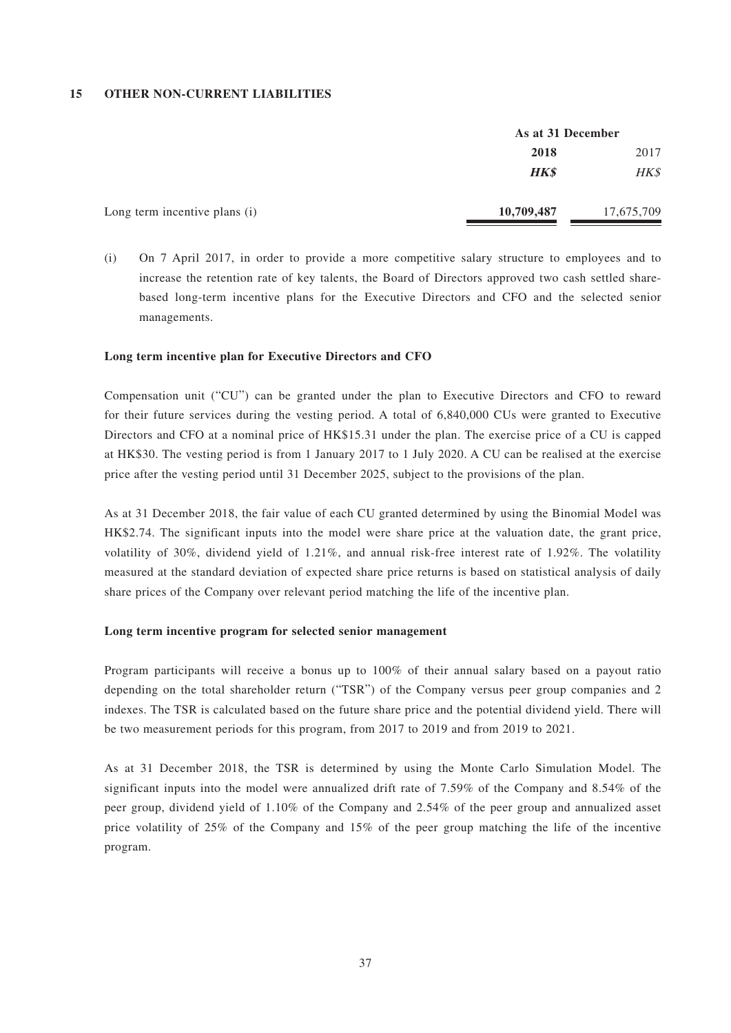## 15 OTHER NON-CURRENT LIABILITIES

| | As at 31 December | |
|---|---|---|
| | **2018** | 2017 |
| | ***HK$*** | *HK$* |
| Long term incentive plans (i) | **10,709,487** | 17,675,709 |

(i) On 7 April 2017, in order to provide a more competitive salary structure to employees and to increase the retention rate of key talents, the Board of Directors approved two cash settled share-based long-term incentive plans for the Executive Directors and CFO and the selected senior managements.

**Long term incentive plan for Executive Directors and CFO**

Compensation unit ("CU") can be granted under the plan to Executive Directors and CFO to reward for their future services during the vesting period. A total of 6,840,000 CUs were granted to Executive Directors and CFO at a nominal price of HK$15.31 under the plan. The exercise price of a CU is capped at HK$30. The vesting period is from 1 January 2017 to 1 July 2020. A CU can be realised at the exercise price after the vesting period until 31 December 2025, subject to the provisions of the plan.

As at 31 December 2018, the fair value of each CU granted determined by using the Binomial Model was HK$2.74. The significant inputs into the model were share price at the valuation date, the grant price, volatility of 30%, dividend yield of 1.21%, and annual risk-free interest rate of 1.92%. The volatility measured at the standard deviation of expected share price returns is based on statistical analysis of daily share prices of the Company over relevant period matching the life of the incentive plan.

**Long term incentive program for selected senior management**

Program participants will receive a bonus up to 100% of their annual salary based on a payout ratio depending on the total shareholder return ("TSR") of the Company versus peer group companies and 2 indexes. The TSR is calculated based on the future share price and the potential dividend yield. There will be two measurement periods for this program, from 2017 to 2019 and from 2019 to 2021.

As at 31 December 2018, the TSR is determined by using the Monte Carlo Simulation Model. The significant inputs into the model were annualized drift rate of 7.59% of the Company and 8.54% of the peer group, dividend yield of 1.10% of the Company and 2.54% of the peer group and annualized asset price volatility of 25% of the Company and 15% of the peer group matching the life of the incentive program.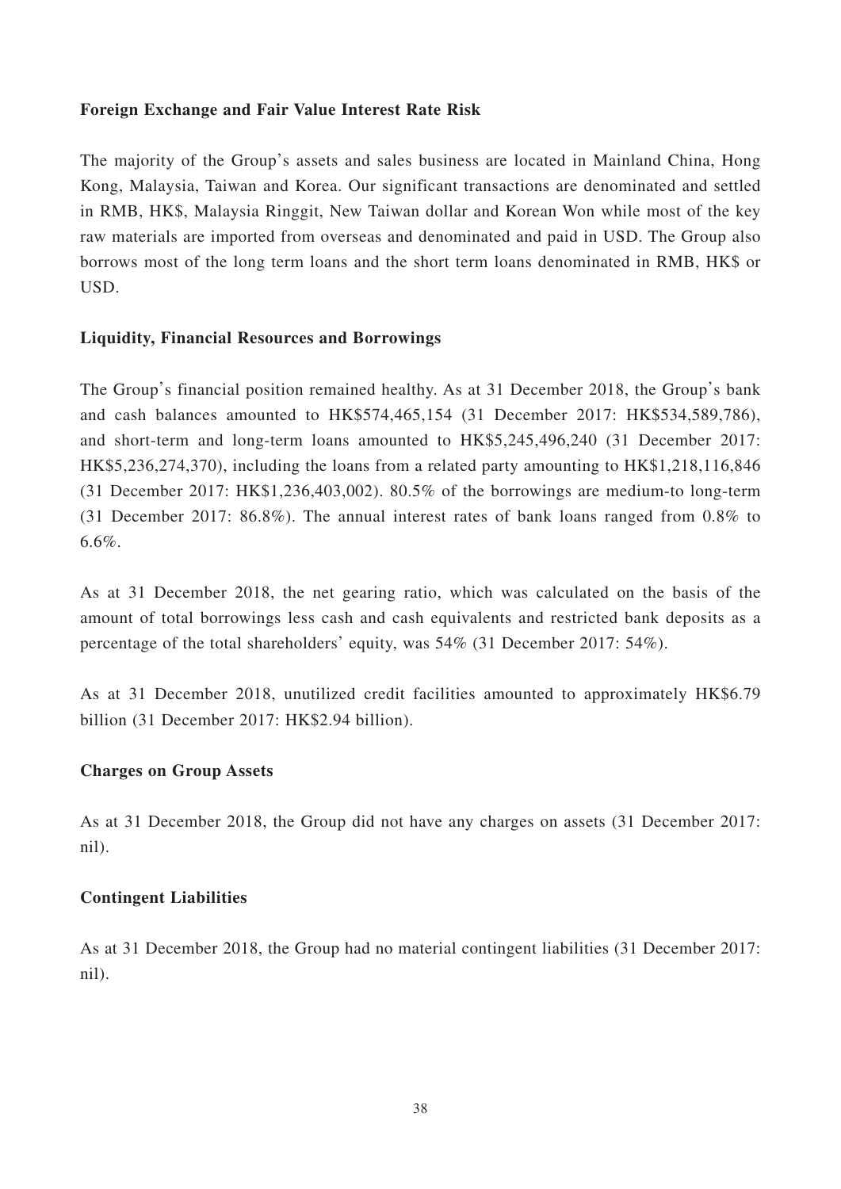**Foreign Exchange and Fair Value Interest Rate Risk**

The majority of the Group's assets and sales business are located in Mainland China, Hong Kong, Malaysia, Taiwan and Korea. Our significant transactions are denominated and settled in RMB, HK$, Malaysia Ringgit, New Taiwan dollar and Korean Won while most of the key raw materials are imported from overseas and denominated and paid in USD. The Group also borrows most of the long term loans and the short term loans denominated in RMB, HK$ or USD.

**Liquidity, Financial Resources and Borrowings**

The Group's financial position remained healthy. As at 31 December 2018, the Group's bank and cash balances amounted to HK$574,465,154 (31 December 2017: HK$534,589,786), and short-term and long-term loans amounted to HK$5,245,496,240 (31 December 2017: HK$5,236,274,370), including the loans from a related party amounting to HK$1,218,116,846 (31 December 2017: HK$1,236,403,002). 80.5% of the borrowings are medium-to long-term (31 December 2017: 86.8%). The annual interest rates of bank loans ranged from 0.8% to 6.6%.

As at 31 December 2018, the net gearing ratio, which was calculated on the basis of the amount of total borrowings less cash and cash equivalents and restricted bank deposits as a percentage of the total shareholders' equity, was 54% (31 December 2017: 54%).

As at 31 December 2018, unutilized credit facilities amounted to approximately HK$6.79 billion (31 December 2017: HK$2.94 billion).

**Charges on Group Assets**

As at 31 December 2018, the Group did not have any charges on assets (31 December 2017: nil).

**Contingent Liabilities**

As at 31 December 2018, the Group had no material contingent liabilities (31 December 2017: nil).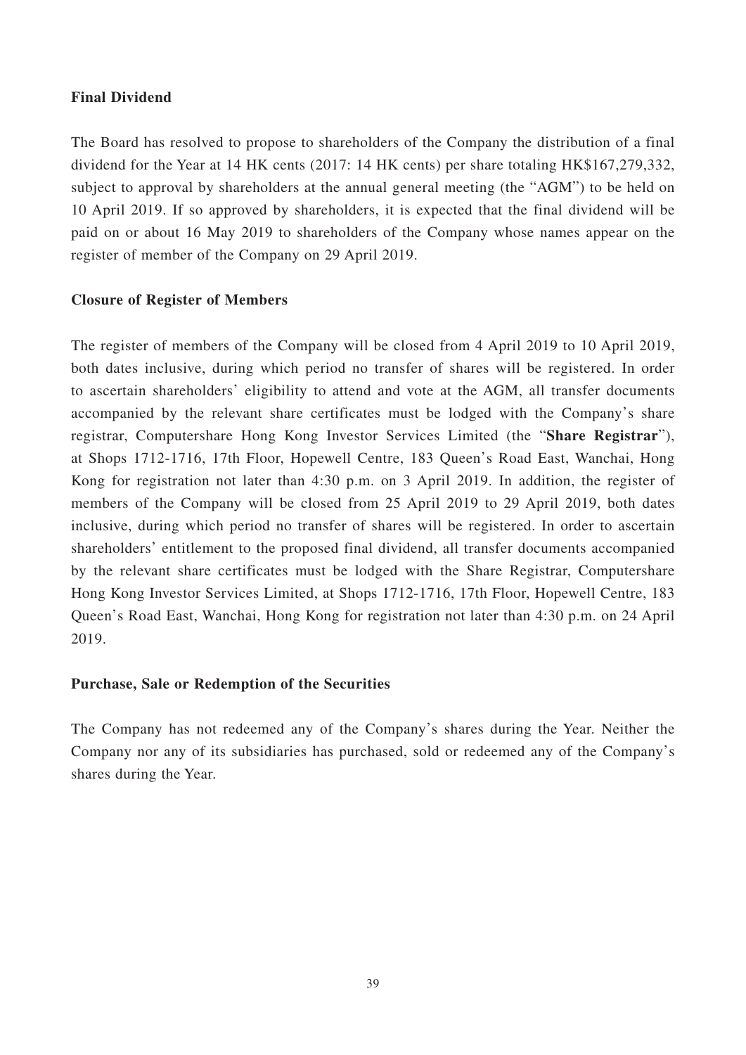**Final Dividend**

The Board has resolved to propose to shareholders of the Company the distribution of a final dividend for the Year at 14 HK cents (2017: 14 HK cents) per share totaling HK$167,279,332, subject to approval by shareholders at the annual general meeting (the "AGM") to be held on 10 April 2019. If so approved by shareholders, it is expected that the final dividend will be paid on or about 16 May 2019 to shareholders of the Company whose names appear on the register of member of the Company on 29 April 2019.

**Closure of Register of Members**

The register of members of the Company will be closed from 4 April 2019 to 10 April 2019, both dates inclusive, during which period no transfer of shares will be registered. In order to ascertain shareholders' eligibility to attend and vote at the AGM, all transfer documents accompanied by the relevant share certificates must be lodged with the Company's share registrar, Computershare Hong Kong Investor Services Limited (the "**Share Registrar**"), at Shops 1712-1716, 17th Floor, Hopewell Centre, 183 Queen's Road East, Wanchai, Hong Kong for registration not later than 4:30 p.m. on 3 April 2019. In addition, the register of members of the Company will be closed from 25 April 2019 to 29 April 2019, both dates inclusive, during which period no transfer of shares will be registered. In order to ascertain shareholders' entitlement to the proposed final dividend, all transfer documents accompanied by the relevant share certificates must be lodged with the Share Registrar, Computershare Hong Kong Investor Services Limited, at Shops 1712-1716, 17th Floor, Hopewell Centre, 183 Queen's Road East, Wanchai, Hong Kong for registration not later than 4:30 p.m. on 24 April 2019.

**Purchase, Sale or Redemption of the Securities**

The Company has not redeemed any of the Company's shares during the Year. Neither the Company nor any of its subsidiaries has purchased, sold or redeemed any of the Company's shares during the Year.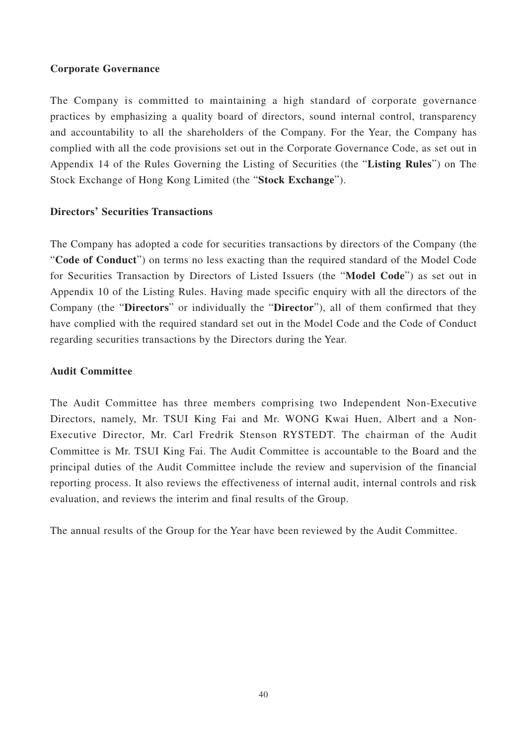## Corporate Governance

The Company is committed to maintaining a high standard of corporate governance practices by emphasizing a quality board of directors, sound internal control, transparency and accountability to all the shareholders of the Company. For the Year, the Company has complied with all the code provisions set out in the Corporate Governance Code, as set out in Appendix 14 of the Rules Governing the Listing of Securities (the "**Listing Rules**") on The Stock Exchange of Hong Kong Limited (the "**Stock Exchange**").

## Directors' Securities Transactions

The Company has adopted a code for securities transactions by directors of the Company (the "**Code of Conduct**") on terms no less exacting than the required standard of the Model Code for Securities Transaction by Directors of Listed Issuers (the "**Model Code**") as set out in Appendix 10 of the Listing Rules. Having made specific enquiry with all the directors of the Company (the "**Directors**" or individually the "**Director**"), all of them confirmed that they have complied with the required standard set out in the Model Code and the Code of Conduct regarding securities transactions by the Directors during the Year.

## Audit Committee

The Audit Committee has three members comprising two Independent Non-Executive Directors, namely, Mr. TSUI King Fai and Mr. WONG Kwai Huen, Albert and a Non-Executive Director, Mr. Carl Fredrik Stenson RYSTEDT. The chairman of the Audit Committee is Mr. TSUI King Fai. The Audit Committee is accountable to the Board and the principal duties of the Audit Committee include the review and supervision of the financial reporting process. It also reviews the effectiveness of internal audit, internal controls and risk evaluation, and reviews the interim and final results of the Group.

The annual results of the Group for the Year have been reviewed by the Audit Committee.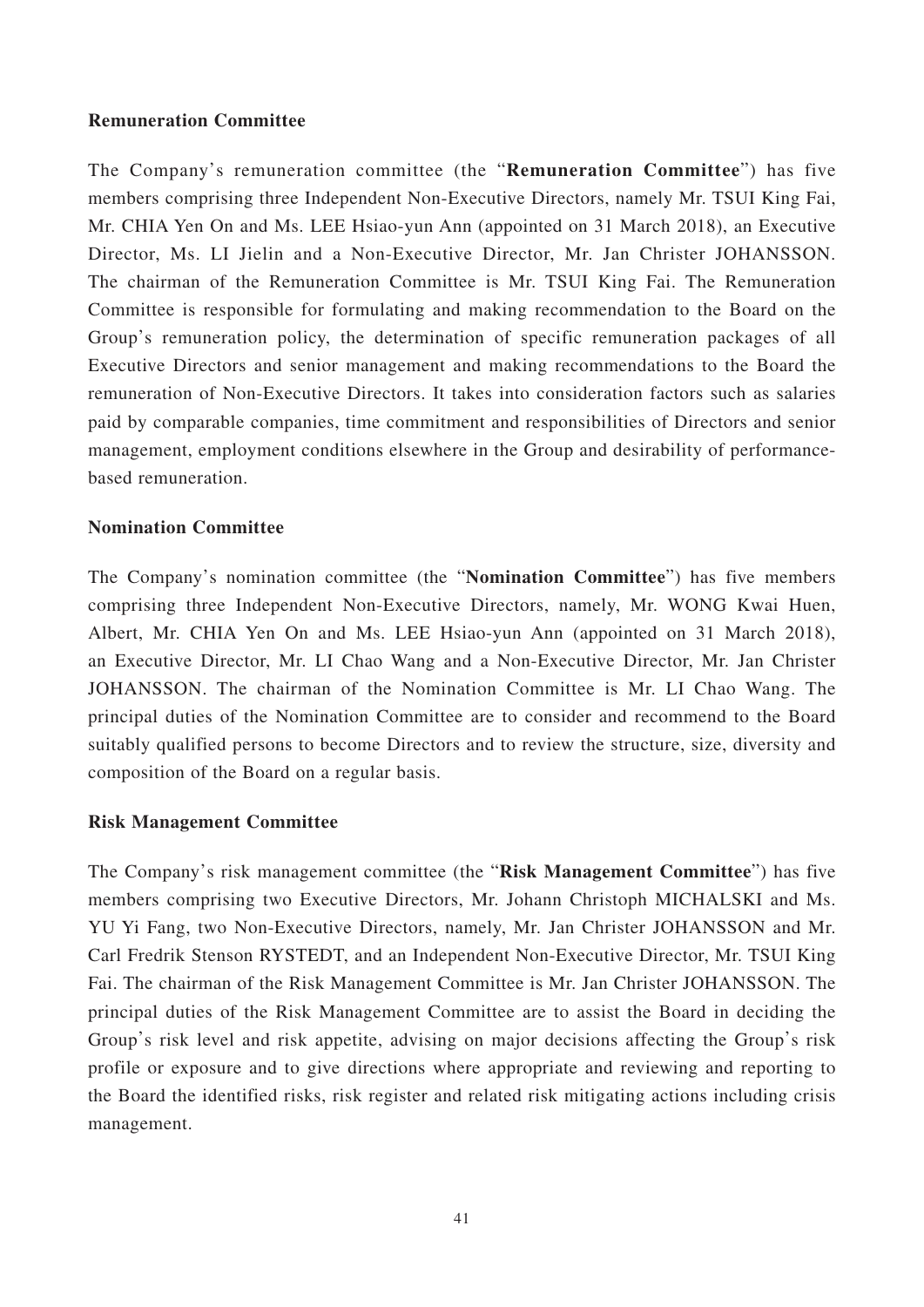**Remuneration Committee**

The Company's remuneration committee (the "**Remuneration Committee**") has five members comprising three Independent Non-Executive Directors, namely Mr. TSUI King Fai, Mr. CHIA Yen On and Ms. LEE Hsiao-yun Ann (appointed on 31 March 2018), an Executive Director, Ms. LI Jielin and a Non-Executive Director, Mr. Jan Christer JOHANSSON. The chairman of the Remuneration Committee is Mr. TSUI King Fai. The Remuneration Committee is responsible for formulating and making recommendation to the Board on the Group's remuneration policy, the determination of specific remuneration packages of all Executive Directors and senior management and making recommendations to the Board the remuneration of Non-Executive Directors. It takes into consideration factors such as salaries paid by comparable companies, time commitment and responsibilities of Directors and senior management, employment conditions elsewhere in the Group and desirability of performance-based remuneration.

**Nomination Committee**

The Company's nomination committee (the "**Nomination Committee**") has five members comprising three Independent Non-Executive Directors, namely, Mr. WONG Kwai Huen, Albert, Mr. CHIA Yen On and Ms. LEE Hsiao-yun Ann (appointed on 31 March 2018), an Executive Director, Mr. LI Chao Wang and a Non-Executive Director, Mr. Jan Christer JOHANSSON. The chairman of the Nomination Committee is Mr. LI Chao Wang. The principal duties of the Nomination Committee are to consider and recommend to the Board suitably qualified persons to become Directors and to review the structure, size, diversity and composition of the Board on a regular basis.

**Risk Management Committee**

The Company's risk management committee (the "**Risk Management Committee**") has five members comprising two Executive Directors, Mr. Johann Christoph MICHALSKI and Ms. YU Yi Fang, two Non-Executive Directors, namely, Mr. Jan Christer JOHANSSON and Mr. Carl Fredrik Stenson RYSTEDT, and an Independent Non-Executive Director, Mr. TSUI King Fai. The chairman of the Risk Management Committee is Mr. Jan Christer JOHANSSON. The principal duties of the Risk Management Committee are to assist the Board in deciding the Group's risk level and risk appetite, advising on major decisions affecting the Group's risk profile or exposure and to give directions where appropriate and reviewing and reporting to the Board the identified risks, risk register and related risk mitigating actions including crisis management.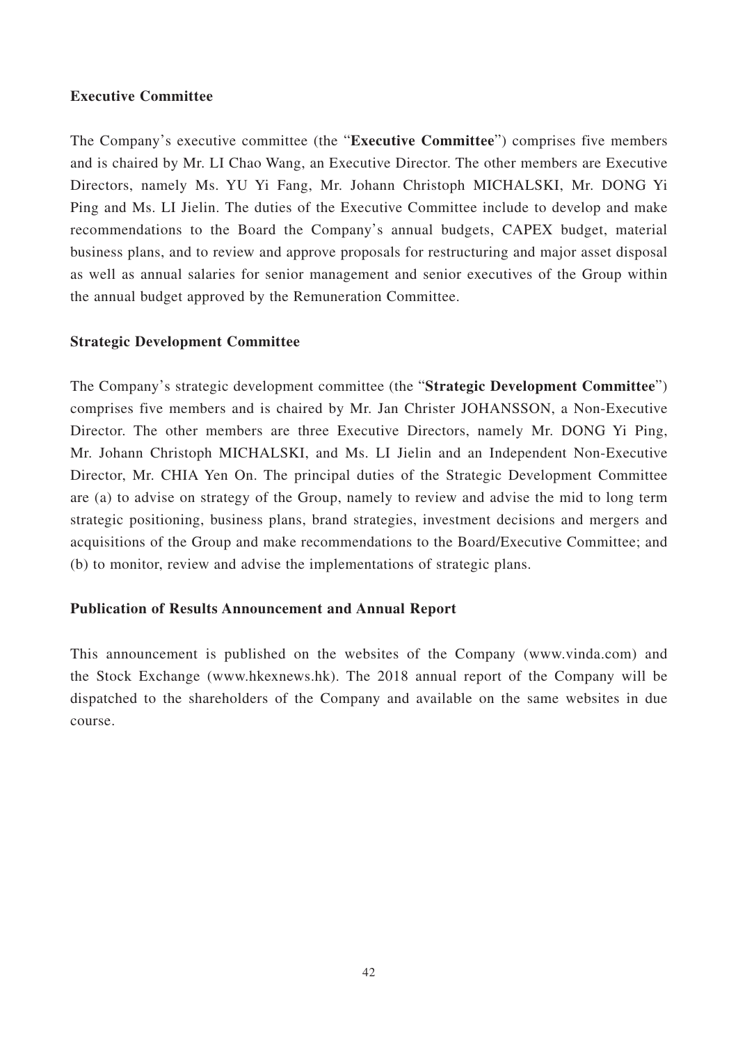**Executive Committee**

The Company's executive committee (the "**Executive Committee**") comprises five members and is chaired by Mr. LI Chao Wang, an Executive Director. The other members are Executive Directors, namely Ms. YU Yi Fang, Mr. Johann Christoph MICHALSKI, Mr. DONG Yi Ping and Ms. LI Jielin. The duties of the Executive Committee include to develop and make recommendations to the Board the Company's annual budgets, CAPEX budget, material business plans, and to review and approve proposals for restructuring and major asset disposal as well as annual salaries for senior management and senior executives of the Group within the annual budget approved by the Remuneration Committee.

**Strategic Development Committee**

The Company's strategic development committee (the "**Strategic Development Committee**") comprises five members and is chaired by Mr. Jan Christer JOHANSSON, a Non-Executive Director. The other members are three Executive Directors, namely Mr. DONG Yi Ping, Mr. Johann Christoph MICHALSKI, and Ms. LI Jielin and an Independent Non-Executive Director, Mr. CHIA Yen On. The principal duties of the Strategic Development Committee are (a) to advise on strategy of the Group, namely to review and advise the mid to long term strategic positioning, business plans, brand strategies, investment decisions and mergers and acquisitions of the Group and make recommendations to the Board/Executive Committee; and (b) to monitor, review and advise the implementations of strategic plans.

**Publication of Results Announcement and Annual Report**

This announcement is published on the websites of the Company (www.vinda.com) and the Stock Exchange (www.hkexnews.hk). The 2018 annual report of the Company will be dispatched to the shareholders of the Company and available on the same websites in due course.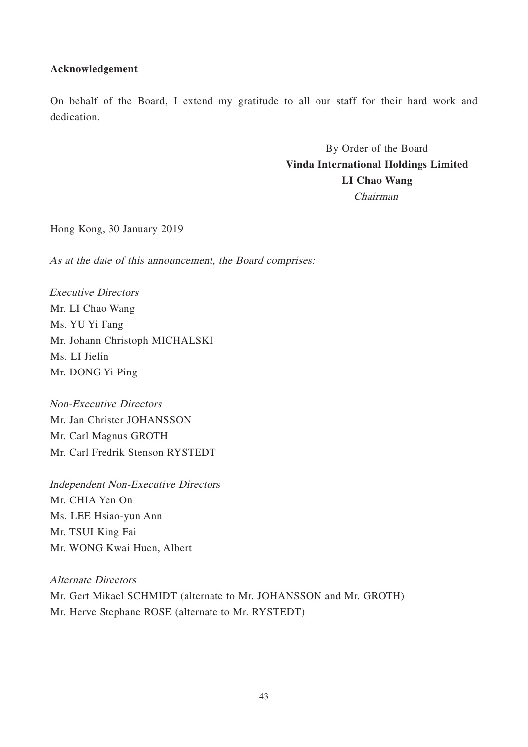**Acknowledgement**

On behalf of the Board, I extend my gratitude to all our staff for their hard work and dedication.

By Order of the Board
**Vinda International Holdings Limited**
**LI Chao Wang**
*Chairman*

Hong Kong, 30 January 2019

*As at the date of this announcement, the Board comprises:*

*Executive Directors*
Mr. LI Chao Wang
Ms. YU Yi Fang
Mr. Johann Christoph MICHALSKI
Ms. LI Jielin
Mr. DONG Yi Ping

*Non-Executive Directors*
Mr. Jan Christer JOHANSSON
Mr. Carl Magnus GROTH
Mr. Carl Fredrik Stenson RYSTEDT

*Independent Non-Executive Directors*
Mr. CHIA Yen On
Ms. LEE Hsiao-yun Ann
Mr. TSUI King Fai
Mr. WONG Kwai Huen, Albert

*Alternate Directors*
Mr. Gert Mikael SCHMIDT (alternate to Mr. JOHANSSON and Mr. GROTH)
Mr. Herve Stephane ROSE (alternate to Mr. RYSTEDT)